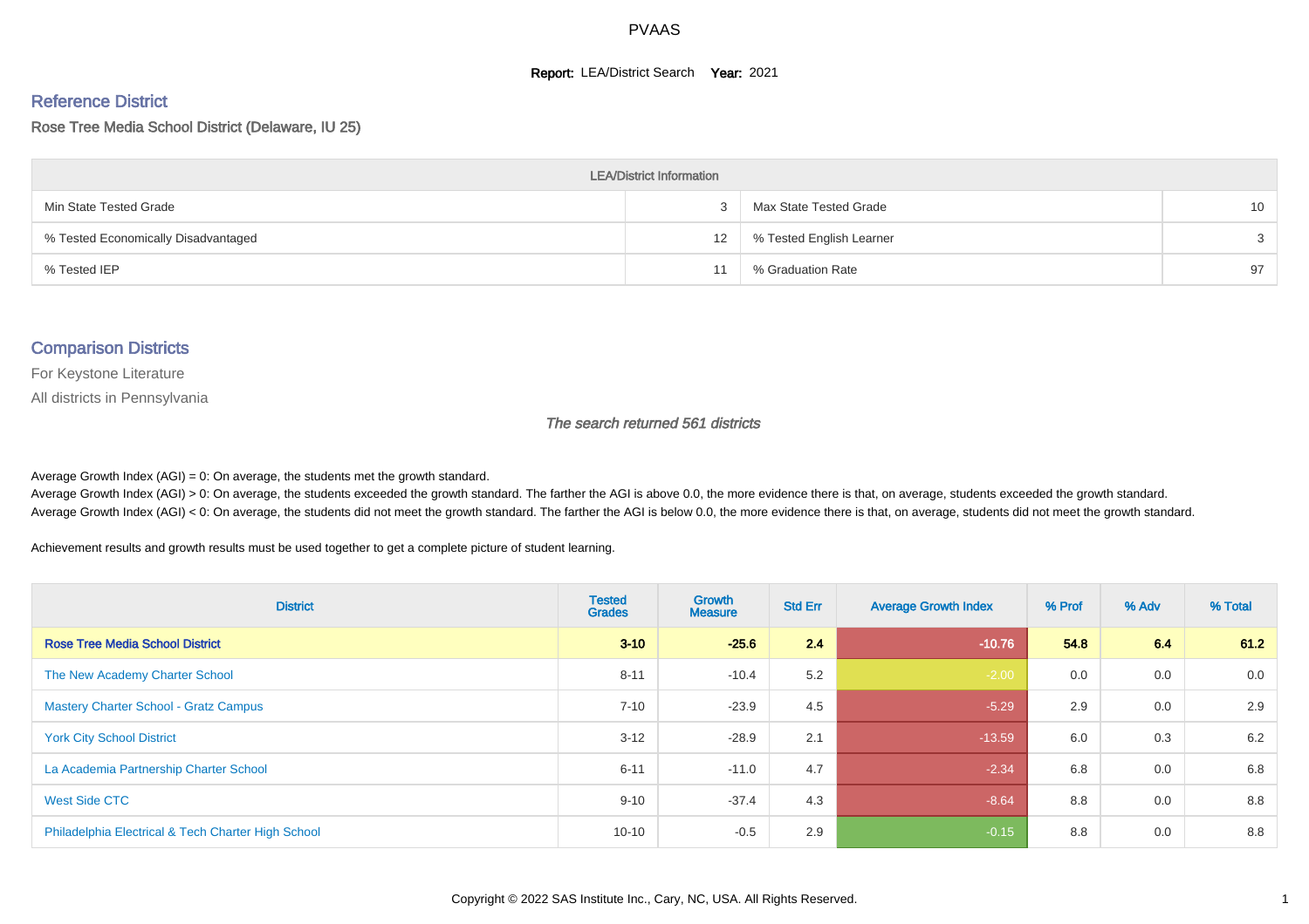# PVAAS

**Report:** LEA/District Search **Year:** 2021

## Reference District

Rose Tree Media School District (Delaware, IU 25)

| LEA/District Information | | | |
|---|---|---|---|
| Min State Tested Grade | 3 | Max State Tested Grade | 10 |
| % Tested Economically Disadvantaged | 12 | % Tested English Learner | 3 |
| % Tested IEP | 11 | % Graduation Rate | 97 |

## Comparison Districts

For Keystone Literature

All districts in Pennsylvania

*The search returned 561 districts*

Average Growth Index (AGI) = 0: On average, the students met the growth standard.
Average Growth Index (AGI) > 0: On average, the students exceeded the growth standard. The farther the AGI is above 0.0, the more evidence there is that, on average, students exceeded the growth standard.
Average Growth Index (AGI) < 0: On average, the students did not meet the growth standard. The farther the AGI is below 0.0, the more evidence there is that, on average, students did not meet the growth standard.

Achievement results and growth results must be used together to get a complete picture of student learning.

| District | Tested Grades | Growth Measure | Std Err | Average Growth Index | % Prof | % Adv | % Total |
|---|---|---|---|---|---|---|---|
| **Rose Tree Media School District** | **3-10** | **-25.6** | **2.4** | **-10.76** | **54.8** | **6.4** | **61.2** |
| The New Academy Charter School | 8-11 | -10.4 | 5.2 | -2.00 | 0.0 | 0.0 | 0.0 |
| Mastery Charter School - Gratz Campus | 7-10 | -23.9 | 4.5 | -5.29 | 2.9 | 0.0 | 2.9 |
| York City School District | 3-12 | -28.9 | 2.1 | -13.59 | 6.0 | 0.3 | 6.2 |
| La Academia Partnership Charter School | 6-11 | -11.0 | 4.7 | -2.34 | 6.8 | 0.0 | 6.8 |
| West Side CTC | 9-10 | -37.4 | 4.3 | -8.64 | 8.8 | 0.0 | 8.8 |
| Philadelphia Electrical & Tech Charter High School | 10-10 | -0.5 | 2.9 | -0.15 | 8.8 | 0.0 | 8.8 |

Copyright © 2022 SAS Institute Inc., Cary, NC, USA. All Rights Reserved.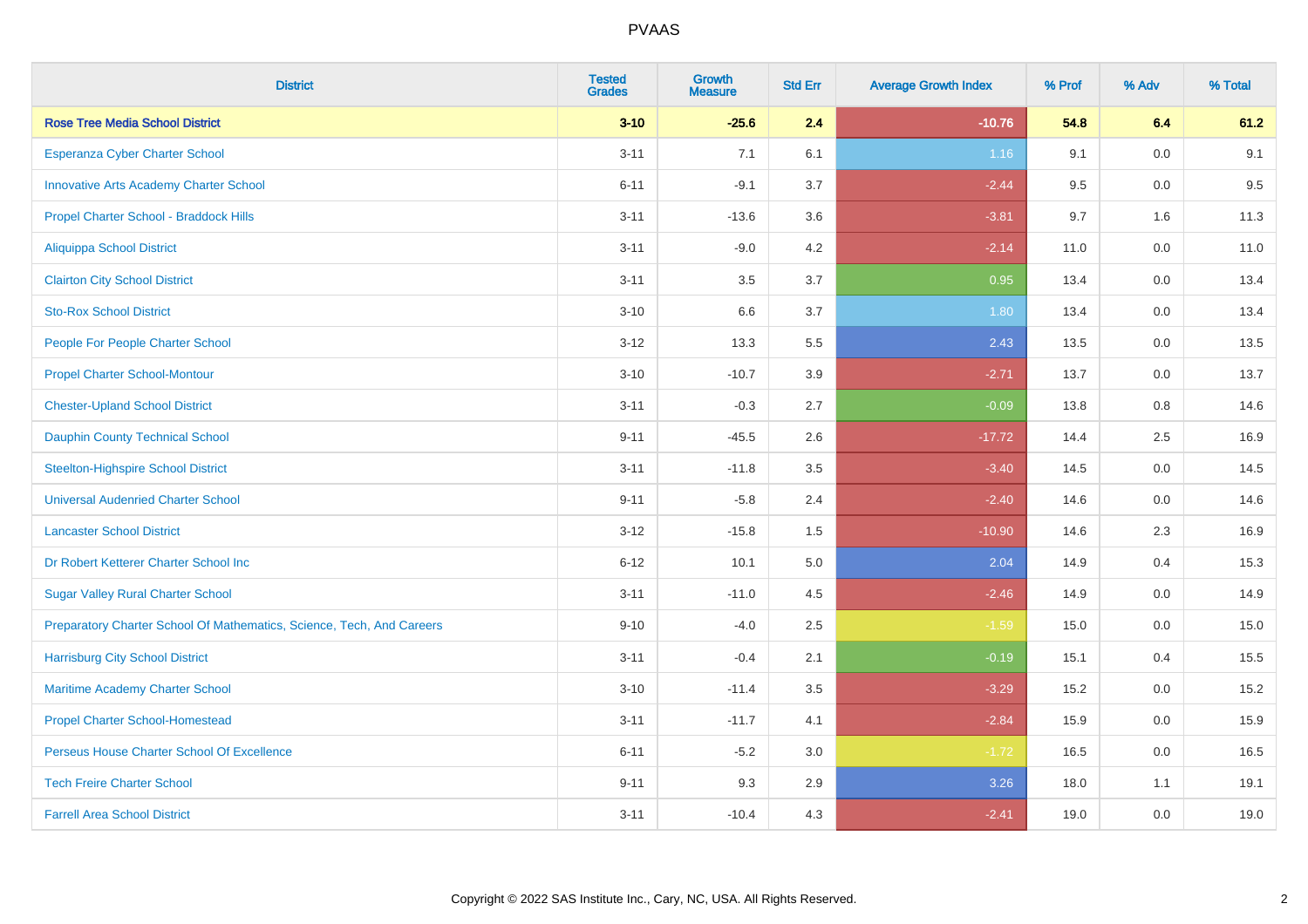| District | Tested Grades | Growth Measure | Std Err | Average Growth Index | % Prof | % Adv | % Total |
|---|---|---|---|---|---|---|---|
| **Rose Tree Media School District** | **3-10** | **-25.6** | **2.4** | **-10.76** | **54.8** | **6.4** | **61.2** |
| Esperanza Cyber Charter School | 3-11 | 7.1 | 6.1 | 1.16 | 9.1 | 0.0 | 9.1 |
| Innovative Arts Academy Charter School | 6-11 | -9.1 | 3.7 | -2.44 | 9.5 | 0.0 | 9.5 |
| Propel Charter School - Braddock Hills | 3-11 | -13.6 | 3.6 | -3.81 | 9.7 | 1.6 | 11.3 |
| Aliquippa School District | 3-11 | -9.0 | 4.2 | -2.14 | 11.0 | 0.0 | 11.0 |
| Clairton City School District | 3-11 | 3.5 | 3.7 | 0.95 | 13.4 | 0.0 | 13.4 |
| Sto-Rox School District | 3-10 | 6.6 | 3.7 | 1.80 | 13.4 | 0.0 | 13.4 |
| People For People Charter School | 3-12 | 13.3 | 5.5 | 2.43 | 13.5 | 0.0 | 13.5 |
| Propel Charter School-Montour | 3-10 | -10.7 | 3.9 | -2.71 | 13.7 | 0.0 | 13.7 |
| Chester-Upland School District | 3-11 | -0.3 | 2.7 | -0.09 | 13.8 | 0.8 | 14.6 |
| Dauphin County Technical School | 9-11 | -45.5 | 2.6 | -17.72 | 14.4 | 2.5 | 16.9 |
| Steelton-Highspire School District | 3-11 | -11.8 | 3.5 | -3.40 | 14.5 | 0.0 | 14.5 |
| Universal Audenried Charter School | 9-11 | -5.8 | 2.4 | -2.40 | 14.6 | 0.0 | 14.6 |
| Lancaster School District | 3-12 | -15.8 | 1.5 | -10.90 | 14.6 | 2.3 | 16.9 |
| Dr Robert Ketterer Charter School Inc | 6-12 | 10.1 | 5.0 | 2.04 | 14.9 | 0.4 | 15.3 |
| Sugar Valley Rural Charter School | 3-11 | -11.0 | 4.5 | -2.46 | 14.9 | 0.0 | 14.9 |
| Preparatory Charter School Of Mathematics, Science, Tech, And Careers | 9-10 | -4.0 | 2.5 | -1.59 | 15.0 | 0.0 | 15.0 |
| Harrisburg City School District | 3-11 | -0.4 | 2.1 | -0.19 | 15.1 | 0.4 | 15.5 |
| Maritime Academy Charter School | 3-10 | -11.4 | 3.5 | -3.29 | 15.2 | 0.0 | 15.2 |
| Propel Charter School-Homestead | 3-11 | -11.7 | 4.1 | -2.84 | 15.9 | 0.0 | 15.9 |
| Perseus House Charter School Of Excellence | 6-11 | -5.2 | 3.0 | -1.72 | 16.5 | 0.0 | 16.5 |
| Tech Freire Charter School | 9-11 | 9.3 | 2.9 | 3.26 | 18.0 | 1.1 | 19.1 |
| Farrell Area School District | 3-11 | -10.4 | 4.3 | -2.41 | 19.0 | 0.0 | 19.0 |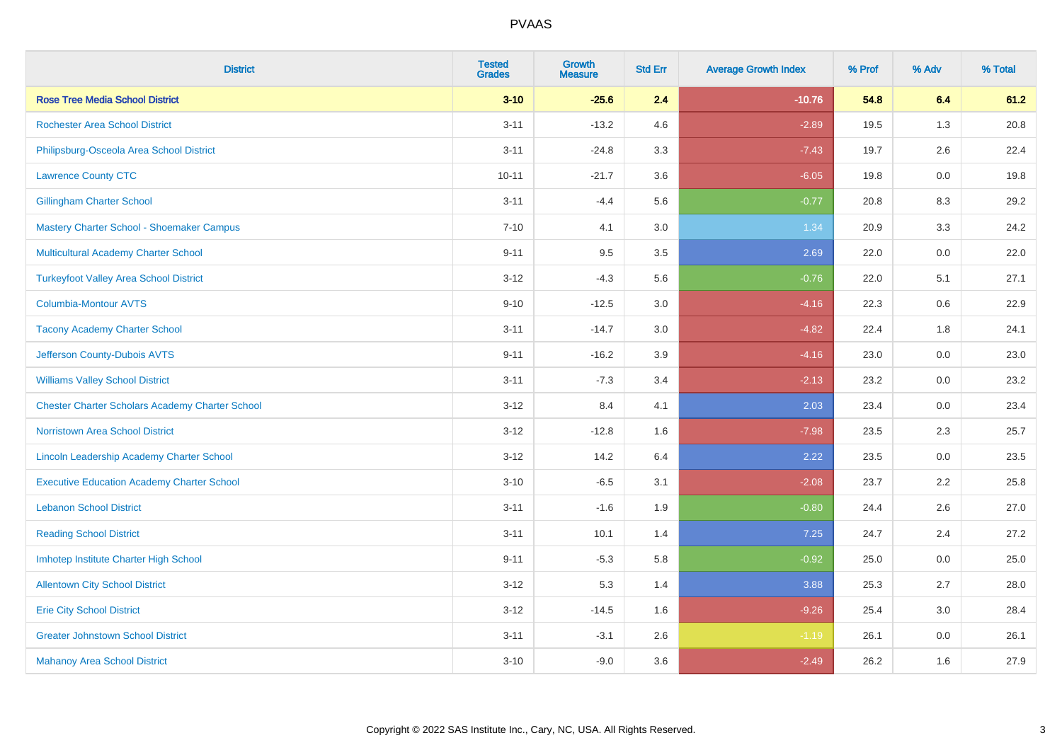# PVAAS

| District | Tested Grades | Growth Measure | Std Err | Average Growth Index | % Prof | % Adv | % Total |
|---|---|---|---|---|---|---|---|
| **Rose Tree Media School District** | **3-10** | **-25.6** | **2.4** | **-10.76** | **54.8** | **6.4** | **61.2** |
| Rochester Area School District | 3-11 | -13.2 | 4.6 | -2.89 | 19.5 | 1.3 | 20.8 |
| Philipsburg-Osceola Area School District | 3-11 | -24.8 | 3.3 | -7.43 | 19.7 | 2.6 | 22.4 |
| Lawrence County CTC | 10-11 | -21.7 | 3.6 | -6.05 | 19.8 | 0.0 | 19.8 |
| Gillingham Charter School | 3-11 | -4.4 | 5.6 | -0.77 | 20.8 | 8.3 | 29.2 |
| Mastery Charter School - Shoemaker Campus | 7-10 | 4.1 | 3.0 | 1.34 | 20.9 | 3.3 | 24.2 |
| Multicultural Academy Charter School | 9-11 | 9.5 | 3.5 | 2.69 | 22.0 | 0.0 | 22.0 |
| Turkeyfoot Valley Area School District | 3-12 | -4.3 | 5.6 | -0.76 | 22.0 | 5.1 | 27.1 |
| Columbia-Montour AVTS | 9-10 | -12.5 | 3.0 | -4.16 | 22.3 | 0.6 | 22.9 |
| Tacony Academy Charter School | 3-11 | -14.7 | 3.0 | -4.82 | 22.4 | 1.8 | 24.1 |
| Jefferson County-Dubois AVTS | 9-11 | -16.2 | 3.9 | -4.16 | 23.0 | 0.0 | 23.0 |
| Williams Valley School District | 3-11 | -7.3 | 3.4 | -2.13 | 23.2 | 0.0 | 23.2 |
| Chester Charter Scholars Academy Charter School | 3-12 | 8.4 | 4.1 | 2.03 | 23.4 | 0.0 | 23.4 |
| Norristown Area School District | 3-12 | -12.8 | 1.6 | -7.98 | 23.5 | 2.3 | 25.7 |
| Lincoln Leadership Academy Charter School | 3-12 | 14.2 | 6.4 | 2.22 | 23.5 | 0.0 | 23.5 |
| Executive Education Academy Charter School | 3-10 | -6.5 | 3.1 | -2.08 | 23.7 | 2.2 | 25.8 |
| Lebanon School District | 3-11 | -1.6 | 1.9 | -0.80 | 24.4 | 2.6 | 27.0 |
| Reading School District | 3-11 | 10.1 | 1.4 | 7.25 | 24.7 | 2.4 | 27.2 |
| Imhotep Institute Charter High School | 9-11 | -5.3 | 5.8 | -0.92 | 25.0 | 0.0 | 25.0 |
| Allentown City School District | 3-12 | 5.3 | 1.4 | 3.88 | 25.3 | 2.7 | 28.0 |
| Erie City School District | 3-12 | -14.5 | 1.6 | -9.26 | 25.4 | 3.0 | 28.4 |
| Greater Johnstown School District | 3-11 | -3.1 | 2.6 | -1.19 | 26.1 | 0.0 | 26.1 |
| Mahanoy Area School District | 3-10 | -9.0 | 3.6 | -2.49 | 26.2 | 1.6 | 27.9 |

Copyright © 2022 SAS Institute Inc., Cary, NC, USA. All Rights Reserved.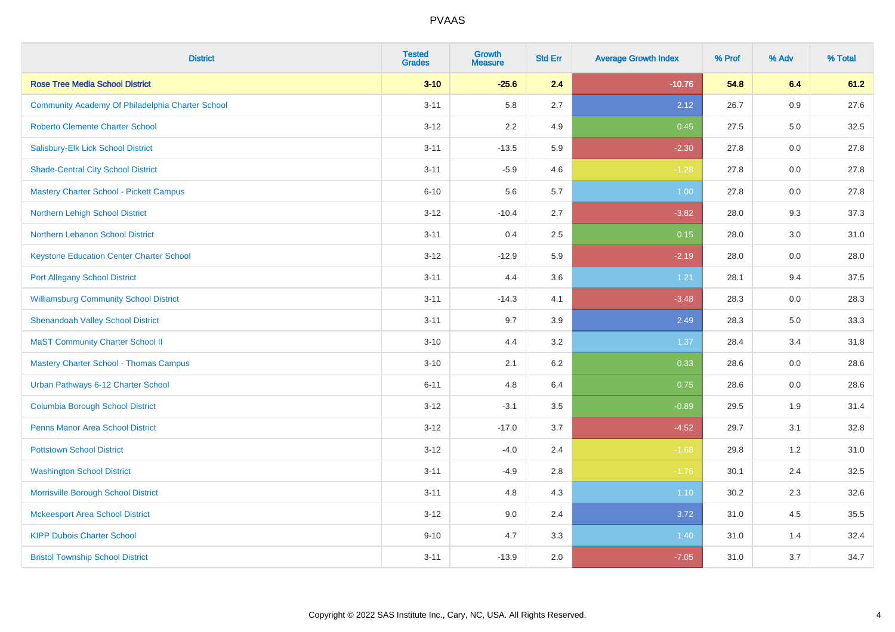# PVAAS

| District | Tested Grades | Growth Measure | Std Err | Average Growth Index | % Prof | % Adv | % Total |
|---|---|---|---|---|---|---|---|
| **Rose Tree Media School District** | **3-10** | **-25.6** | **2.4** | **-10.76** | **54.8** | **6.4** | **61.2** |
| Community Academy Of Philadelphia Charter School | 3-11 | 5.8 | 2.7 | 2.12 | 26.7 | 0.9 | 27.6 |
| Roberto Clemente Charter School | 3-12 | 2.2 | 4.9 | 0.45 | 27.5 | 5.0 | 32.5 |
| Salisbury-Elk Lick School District | 3-11 | -13.5 | 5.9 | -2.30 | 27.8 | 0.0 | 27.8 |
| Shade-Central City School District | 3-11 | -5.9 | 4.6 | -1.28 | 27.8 | 0.0 | 27.8 |
| Mastery Charter School - Pickett Campus | 6-10 | 5.6 | 5.7 | 1.00 | 27.8 | 0.0 | 27.8 |
| Northern Lehigh School District | 3-12 | -10.4 | 2.7 | -3.82 | 28.0 | 9.3 | 37.3 |
| Northern Lebanon School District | 3-11 | 0.4 | 2.5 | 0.15 | 28.0 | 3.0 | 31.0 |
| Keystone Education Center Charter School | 3-12 | -12.9 | 5.9 | -2.19 | 28.0 | 0.0 | 28.0 |
| Port Allegany School District | 3-11 | 4.4 | 3.6 | 1.21 | 28.1 | 9.4 | 37.5 |
| Williamsburg Community School District | 3-11 | -14.3 | 4.1 | -3.48 | 28.3 | 0.0 | 28.3 |
| Shenandoah Valley School District | 3-11 | 9.7 | 3.9 | 2.49 | 28.3 | 5.0 | 33.3 |
| MaST Community Charter School II | 3-10 | 4.4 | 3.2 | 1.37 | 28.4 | 3.4 | 31.8 |
| Mastery Charter School - Thomas Campus | 3-10 | 2.1 | 6.2 | 0.33 | 28.6 | 0.0 | 28.6 |
| Urban Pathways 6-12 Charter School | 6-11 | 4.8 | 6.4 | 0.75 | 28.6 | 0.0 | 28.6 |
| Columbia Borough School District | 3-12 | -3.1 | 3.5 | -0.89 | 29.5 | 1.9 | 31.4 |
| Penns Manor Area School District | 3-12 | -17.0 | 3.7 | -4.52 | 29.7 | 3.1 | 32.8 |
| Pottstown School District | 3-12 | -4.0 | 2.4 | -1.68 | 29.8 | 1.2 | 31.0 |
| Washington School District | 3-11 | -4.9 | 2.8 | -1.76 | 30.1 | 2.4 | 32.5 |
| Morrisville Borough School District | 3-11 | 4.8 | 4.3 | 1.10 | 30.2 | 2.3 | 32.6 |
| Mckeesport Area School District | 3-12 | 9.0 | 2.4 | 3.72 | 31.0 | 4.5 | 35.5 |
| KIPP Dubois Charter School | 9-10 | 4.7 | 3.3 | 1.40 | 31.0 | 1.4 | 32.4 |
| Bristol Township School District | 3-11 | -13.9 | 2.0 | -7.05 | 31.0 | 3.7 | 34.7 |

Copyright © 2022 SAS Institute Inc., Cary, NC, USA. All Rights Reserved.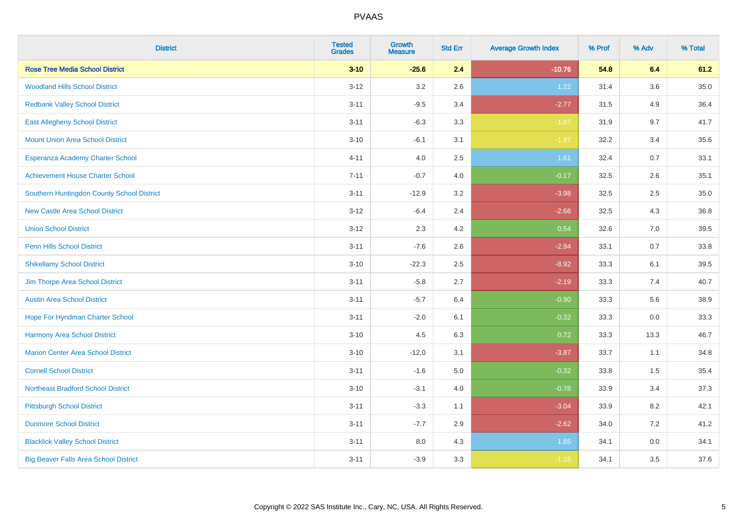# PVAAS

| District | Tested Grades | Growth Measure | Std Err | Average Growth Index | % Prof | % Adv | % Total |
|---|---|---|---|---|---|---|---|
| **Rose Tree Media School District** | **3-10** | **-25.6** | **2.4** | **-10.76** | **54.8** | **6.4** | **61.2** |
| Woodland Hills School District | 3-12 | 3.2 | 2.6 | 1.22 | 31.4 | 3.6 | 35.0 |
| Redbank Valley School District | 3-11 | -9.5 | 3.4 | -2.77 | 31.5 | 4.9 | 36.4 |
| East Allegheny School District | 3-11 | -6.3 | 3.3 | -1.87 | 31.9 | 9.7 | 41.7 |
| Mount Union Area School District | 3-10 | -6.1 | 3.1 | -1.97 | 32.2 | 3.4 | 35.6 |
| Esperanza Academy Charter School | 4-11 | 4.0 | 2.5 | 1.61 | 32.4 | 0.7 | 33.1 |
| Achievement House Charter School | 7-11 | -0.7 | 4.0 | -0.17 | 32.5 | 2.6 | 35.1 |
| Southern Huntingdon County School District | 3-11 | -12.9 | 3.2 | -3.98 | 32.5 | 2.5 | 35.0 |
| New Castle Area School District | 3-12 | -6.4 | 2.4 | -2.66 | 32.5 | 4.3 | 36.8 |
| Union School District | 3-12 | 2.3 | 4.2 | 0.54 | 32.6 | 7.0 | 39.5 |
| Penn Hills School District | 3-11 | -7.6 | 2.6 | -2.94 | 33.1 | 0.7 | 33.8 |
| Shikellamy School District | 3-10 | -22.3 | 2.5 | -8.92 | 33.3 | 6.1 | 39.5 |
| Jim Thorpe Area School District | 3-11 | -5.8 | 2.7 | -2.19 | 33.3 | 7.4 | 40.7 |
| Austin Area School District | 3-11 | -5.7 | 6.4 | -0.90 | 33.3 | 5.6 | 38.9 |
| Hope For Hyndman Charter School | 3-11 | -2.0 | 6.1 | -0.32 | 33.3 | 0.0 | 33.3 |
| Harmony Area School District | 3-10 | 4.5 | 6.3 | 0.72 | 33.3 | 13.3 | 46.7 |
| Marion Center Area School District | 3-10 | -12.0 | 3.1 | -3.87 | 33.7 | 1.1 | 34.8 |
| Cornell School District | 3-11 | -1.6 | 5.0 | -0.32 | 33.8 | 1.5 | 35.4 |
| Northeast Bradford School District | 3-10 | -3.1 | 4.0 | -0.78 | 33.9 | 3.4 | 37.3 |
| Pittsburgh School District | 3-11 | -3.3 | 1.1 | -3.04 | 33.9 | 8.2 | 42.1 |
| Dunmore School District | 3-11 | -7.7 | 2.9 | -2.62 | 34.0 | 7.2 | 41.2 |
| Blacklick Valley School District | 3-11 | 8.0 | 4.3 | 1.85 | 34.1 | 0.0 | 34.1 |
| Big Beaver Falls Area School District | 3-11 | -3.9 | 3.3 | -1.18 | 34.1 | 3.5 | 37.6 |

Copyright © 2022 SAS Institute Inc., Cary, NC, USA. All Rights Reserved.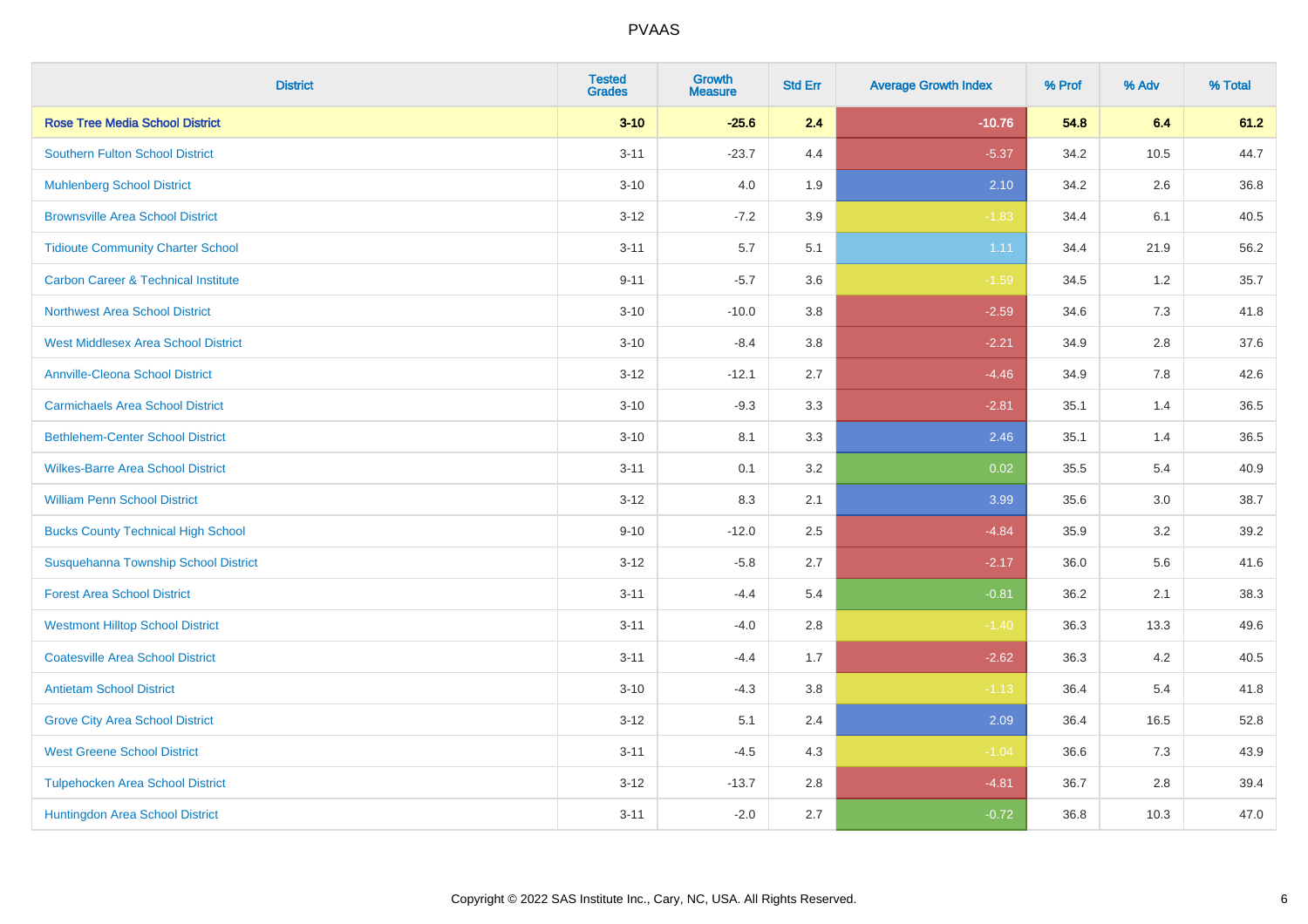# PVAAS

| District | Tested Grades | Growth Measure | Std Err | Average Growth Index | % Prof | % Adv | % Total |
|---|---|---|---|---|---|---|---|
| **Rose Tree Media School District** | **3-10** | **-25.6** | **2.4** | **-10.76** | **54.8** | **6.4** | **61.2** |
| Southern Fulton School District | 3-11 | -23.7 | 4.4 | -5.37 | 34.2 | 10.5 | 44.7 |
| Muhlenberg School District | 3-10 | 4.0 | 1.9 | 2.10 | 34.2 | 2.6 | 36.8 |
| Brownsville Area School District | 3-12 | -7.2 | 3.9 | -1.83 | 34.4 | 6.1 | 40.5 |
| Tidioute Community Charter School | 3-11 | 5.7 | 5.1 | 1.11 | 34.4 | 21.9 | 56.2 |
| Carbon Career & Technical Institute | 9-11 | -5.7 | 3.6 | -1.59 | 34.5 | 1.2 | 35.7 |
| Northwest Area School District | 3-10 | -10.0 | 3.8 | -2.59 | 34.6 | 7.3 | 41.8 |
| West Middlesex Area School District | 3-10 | -8.4 | 3.8 | -2.21 | 34.9 | 2.8 | 37.6 |
| Annville-Cleona School District | 3-12 | -12.1 | 2.7 | -4.46 | 34.9 | 7.8 | 42.6 |
| Carmichaels Area School District | 3-10 | -9.3 | 3.3 | -2.81 | 35.1 | 1.4 | 36.5 |
| Bethlehem-Center School District | 3-10 | 8.1 | 3.3 | 2.46 | 35.1 | 1.4 | 36.5 |
| Wilkes-Barre Area School District | 3-11 | 0.1 | 3.2 | 0.02 | 35.5 | 5.4 | 40.9 |
| William Penn School District | 3-12 | 8.3 | 2.1 | 3.99 | 35.6 | 3.0 | 38.7 |
| Bucks County Technical High School | 9-10 | -12.0 | 2.5 | -4.84 | 35.9 | 3.2 | 39.2 |
| Susquehanna Township School District | 3-12 | -5.8 | 2.7 | -2.17 | 36.0 | 5.6 | 41.6 |
| Forest Area School District | 3-11 | -4.4 | 5.4 | -0.81 | 36.2 | 2.1 | 38.3 |
| Westmont Hilltop School District | 3-11 | -4.0 | 2.8 | -1.40 | 36.3 | 13.3 | 49.6 |
| Coatesville Area School District | 3-11 | -4.4 | 1.7 | -2.62 | 36.3 | 4.2 | 40.5 |
| Antietam School District | 3-10 | -4.3 | 3.8 | -1.13 | 36.4 | 5.4 | 41.8 |
| Grove City Area School District | 3-12 | 5.1 | 2.4 | 2.09 | 36.4 | 16.5 | 52.8 |
| West Greene School District | 3-11 | -4.5 | 4.3 | -1.04 | 36.6 | 7.3 | 43.9 |
| Tulpehocken Area School District | 3-12 | -13.7 | 2.8 | -4.81 | 36.7 | 2.8 | 39.4 |
| Huntingdon Area School District | 3-11 | -2.0 | 2.7 | -0.72 | 36.8 | 10.3 | 47.0 |

Copyright © 2022 SAS Institute Inc., Cary, NC, USA. All Rights Reserved.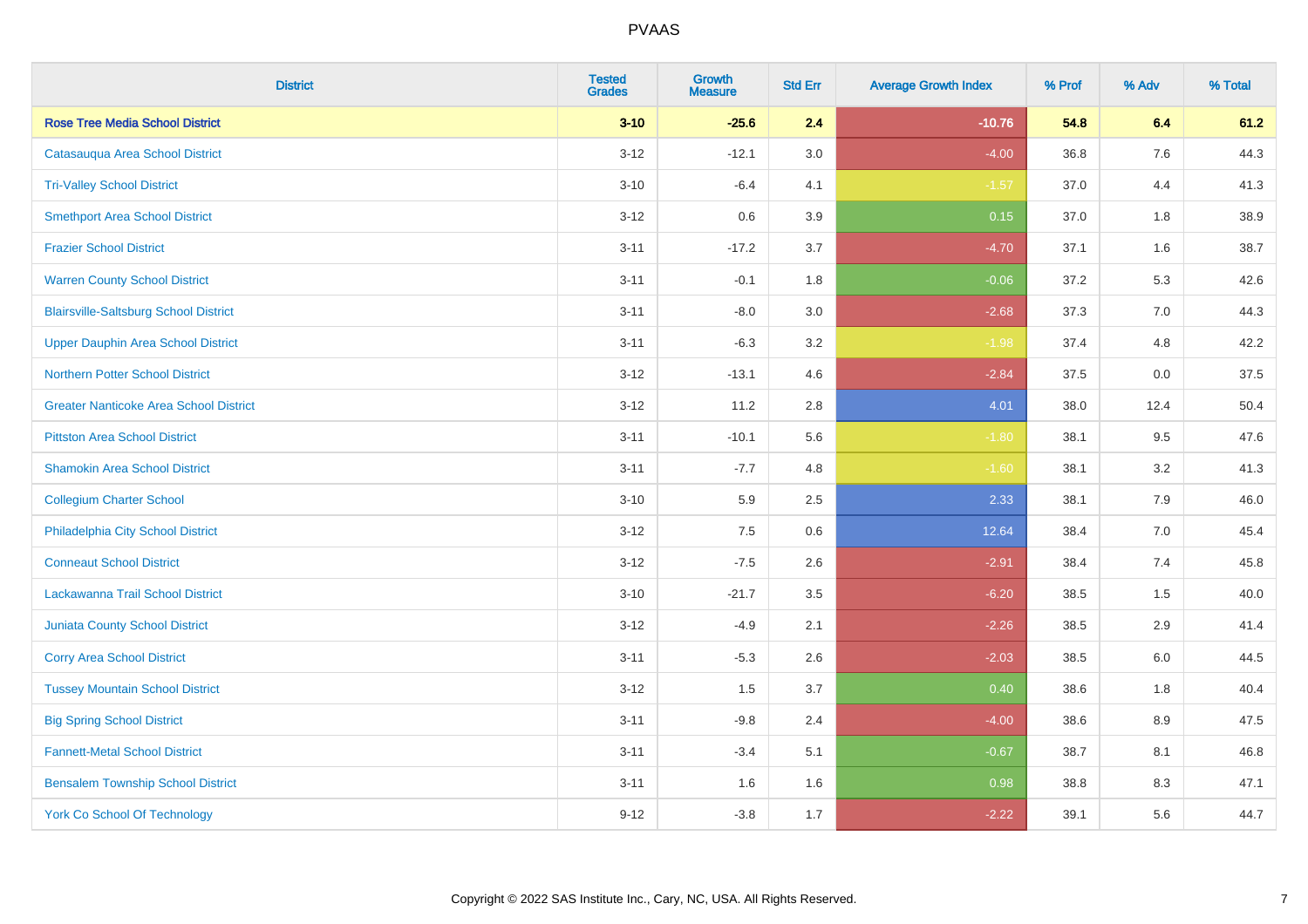# PVAAS

| District | Tested Grades | Growth Measure | Std Err | Average Growth Index | % Prof | % Adv | % Total |
|---|---|---|---|---|---|---|---|
| **Rose Tree Media School District** | **3-10** | **-25.6** | **2.4** | **-10.76** | **54.8** | **6.4** | **61.2** |
| Catasauqua Area School District | 3-12 | -12.1 | 3.0 | -4.00 | 36.8 | 7.6 | 44.3 |
| Tri-Valley School District | 3-10 | -6.4 | 4.1 | -1.57 | 37.0 | 4.4 | 41.3 |
| Smethport Area School District | 3-12 | 0.6 | 3.9 | 0.15 | 37.0 | 1.8 | 38.9 |
| Frazier School District | 3-11 | -17.2 | 3.7 | -4.70 | 37.1 | 1.6 | 38.7 |
| Warren County School District | 3-11 | -0.1 | 1.8 | -0.06 | 37.2 | 5.3 | 42.6 |
| Blairsville-Saltsburg School District | 3-11 | -8.0 | 3.0 | -2.68 | 37.3 | 7.0 | 44.3 |
| Upper Dauphin Area School District | 3-11 | -6.3 | 3.2 | -1.98 | 37.4 | 4.8 | 42.2 |
| Northern Potter School District | 3-12 | -13.1 | 4.6 | -2.84 | 37.5 | 0.0 | 37.5 |
| Greater Nanticoke Area School District | 3-12 | 11.2 | 2.8 | 4.01 | 38.0 | 12.4 | 50.4 |
| Pittston Area School District | 3-11 | -10.1 | 5.6 | -1.80 | 38.1 | 9.5 | 47.6 |
| Shamokin Area School District | 3-11 | -7.7 | 4.8 | -1.60 | 38.1 | 3.2 | 41.3 |
| Collegium Charter School | 3-10 | 5.9 | 2.5 | 2.33 | 38.1 | 7.9 | 46.0 |
| Philadelphia City School District | 3-12 | 7.5 | 0.6 | 12.64 | 38.4 | 7.0 | 45.4 |
| Conneaut School District | 3-12 | -7.5 | 2.6 | -2.91 | 38.4 | 7.4 | 45.8 |
| Lackawanna Trail School District | 3-10 | -21.7 | 3.5 | -6.20 | 38.5 | 1.5 | 40.0 |
| Juniata County School District | 3-12 | -4.9 | 2.1 | -2.26 | 38.5 | 2.9 | 41.4 |
| Corry Area School District | 3-11 | -5.3 | 2.6 | -2.03 | 38.5 | 6.0 | 44.5 |
| Tussey Mountain School District | 3-12 | 1.5 | 3.7 | 0.40 | 38.6 | 1.8 | 40.4 |
| Big Spring School District | 3-11 | -9.8 | 2.4 | -4.00 | 38.6 | 8.9 | 47.5 |
| Fannett-Metal School District | 3-11 | -3.4 | 5.1 | -0.67 | 38.7 | 8.1 | 46.8 |
| Bensalem Township School District | 3-11 | 1.6 | 1.6 | 0.98 | 38.8 | 8.3 | 47.1 |
| York Co School Of Technology | 9-12 | -3.8 | 1.7 | -2.22 | 39.1 | 5.6 | 44.7 |

Copyright © 2022 SAS Institute Inc., Cary, NC, USA. All Rights Reserved.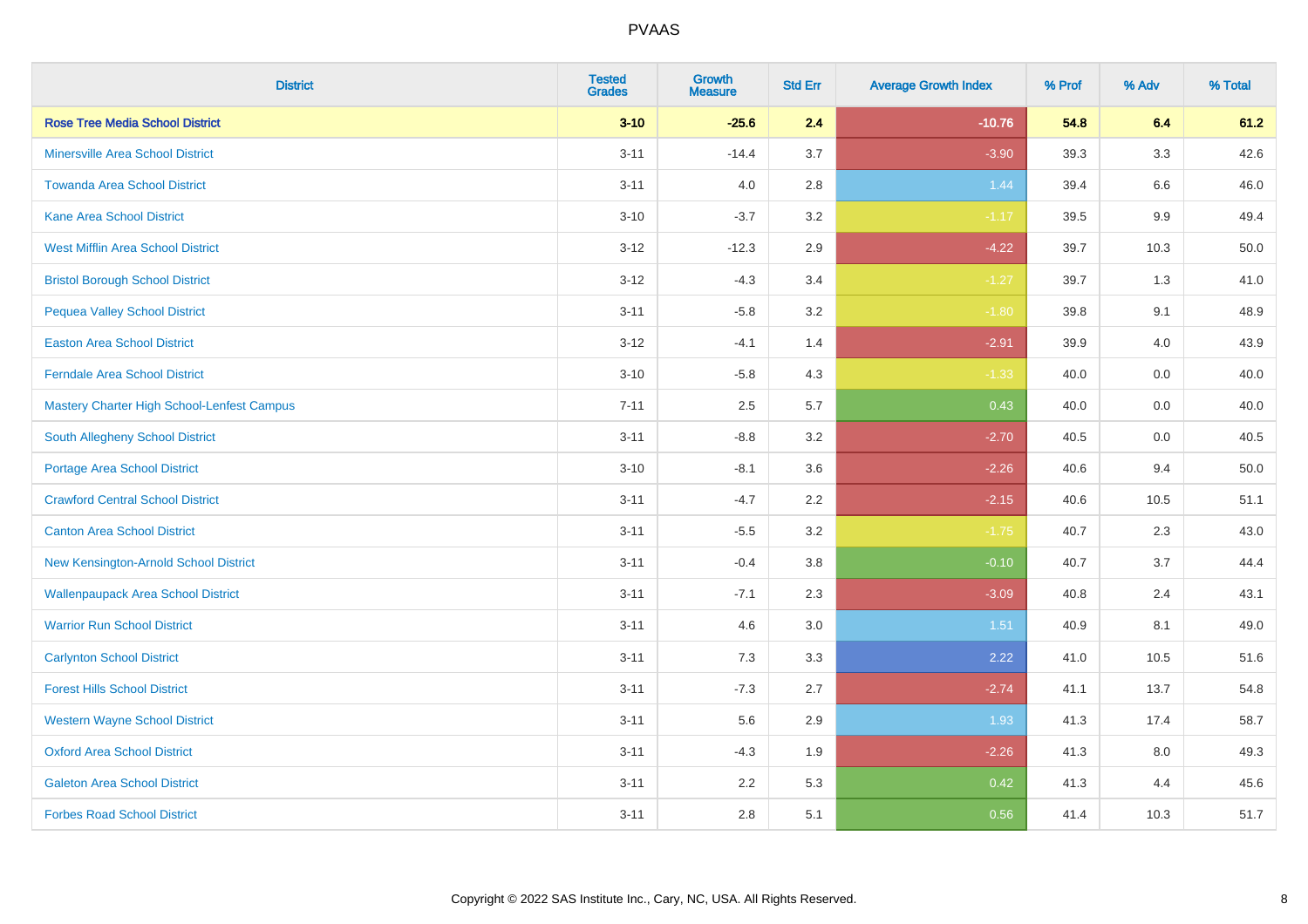# PVAAS

| District | Tested Grades | Growth Measure | Std Err | Average Growth Index | % Prof | % Adv | % Total |
|---|---|---|---|---|---|---|---|
| **Rose Tree Media School District** | **3-10** | **-25.6** | **2.4** | **-10.76** | **54.8** | **6.4** | **61.2** |
| Minersville Area School District | 3-11 | -14.4 | 3.7 | -3.90 | 39.3 | 3.3 | 42.6 |
| Towanda Area School District | 3-11 | 4.0 | 2.8 | 1.44 | 39.4 | 6.6 | 46.0 |
| Kane Area School District | 3-10 | -3.7 | 3.2 | -1.17 | 39.5 | 9.9 | 49.4 |
| West Mifflin Area School District | 3-12 | -12.3 | 2.9 | -4.22 | 39.7 | 10.3 | 50.0 |
| Bristol Borough School District | 3-12 | -4.3 | 3.4 | -1.27 | 39.7 | 1.3 | 41.0 |
| Pequea Valley School District | 3-11 | -5.8 | 3.2 | -1.80 | 39.8 | 9.1 | 48.9 |
| Easton Area School District | 3-12 | -4.1 | 1.4 | -2.91 | 39.9 | 4.0 | 43.9 |
| Ferndale Area School District | 3-10 | -5.8 | 4.3 | -1.33 | 40.0 | 0.0 | 40.0 |
| Mastery Charter High School-Lenfest Campus | 7-11 | 2.5 | 5.7 | 0.43 | 40.0 | 0.0 | 40.0 |
| South Allegheny School District | 3-11 | -8.8 | 3.2 | -2.70 | 40.5 | 0.0 | 40.5 |
| Portage Area School District | 3-10 | -8.1 | 3.6 | -2.26 | 40.6 | 9.4 | 50.0 |
| Crawford Central School District | 3-11 | -4.7 | 2.2 | -2.15 | 40.6 | 10.5 | 51.1 |
| Canton Area School District | 3-11 | -5.5 | 3.2 | -1.75 | 40.7 | 2.3 | 43.0 |
| New Kensington-Arnold School District | 3-11 | -0.4 | 3.8 | -0.10 | 40.7 | 3.7 | 44.4 |
| Wallenpaupack Area School District | 3-11 | -7.1 | 2.3 | -3.09 | 40.8 | 2.4 | 43.1 |
| Warrior Run School District | 3-11 | 4.6 | 3.0 | 1.51 | 40.9 | 8.1 | 49.0 |
| Carlynton School District | 3-11 | 7.3 | 3.3 | 2.22 | 41.0 | 10.5 | 51.6 |
| Forest Hills School District | 3-11 | -7.3 | 2.7 | -2.74 | 41.1 | 13.7 | 54.8 |
| Western Wayne School District | 3-11 | 5.6 | 2.9 | 1.93 | 41.3 | 17.4 | 58.7 |
| Oxford Area School District | 3-11 | -4.3 | 1.9 | -2.26 | 41.3 | 8.0 | 49.3 |
| Galeton Area School District | 3-11 | 2.2 | 5.3 | 0.42 | 41.3 | 4.4 | 45.6 |
| Forbes Road School District | 3-11 | 2.8 | 5.1 | 0.56 | 41.4 | 10.3 | 51.7 |

Copyright © 2022 SAS Institute Inc., Cary, NC, USA. All Rights Reserved.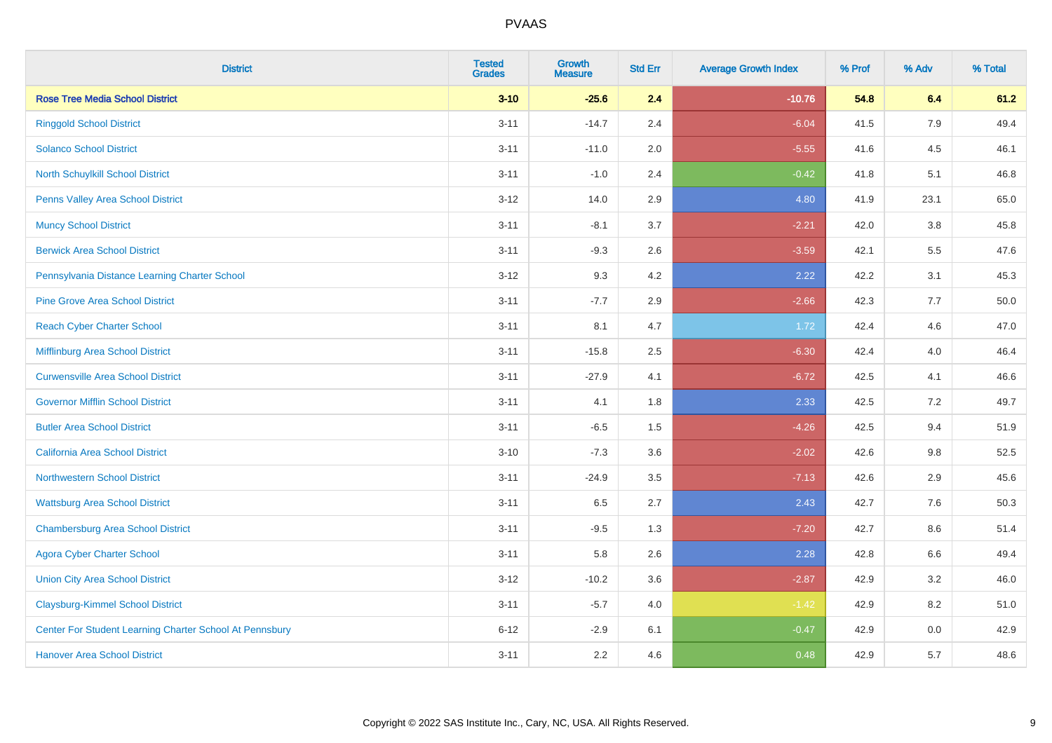PVAAS

| District | Tested Grades | Growth Measure | Std Err | Average Growth Index | % Prof | % Adv | % Total |
|---|---|---|---|---|---|---|---|
| **Rose Tree Media School District** | **3-10** | **-25.6** | **2.4** | **-10.76** | **54.8** | **6.4** | **61.2** |
| Ringgold School District | 3-11 | -14.7 | 2.4 | -6.04 | 41.5 | 7.9 | 49.4 |
| Solanco School District | 3-11 | -11.0 | 2.0 | -5.55 | 41.6 | 4.5 | 46.1 |
| North Schuylkill School District | 3-11 | -1.0 | 2.4 | -0.42 | 41.8 | 5.1 | 46.8 |
| Penns Valley Area School District | 3-12 | 14.0 | 2.9 | 4.80 | 41.9 | 23.1 | 65.0 |
| Muncy School District | 3-11 | -8.1 | 3.7 | -2.21 | 42.0 | 3.8 | 45.8 |
| Berwick Area School District | 3-11 | -9.3 | 2.6 | -3.59 | 42.1 | 5.5 | 47.6 |
| Pennsylvania Distance Learning Charter School | 3-12 | 9.3 | 4.2 | 2.22 | 42.2 | 3.1 | 45.3 |
| Pine Grove Area School District | 3-11 | -7.7 | 2.9 | -2.66 | 42.3 | 7.7 | 50.0 |
| Reach Cyber Charter School | 3-11 | 8.1 | 4.7 | 1.72 | 42.4 | 4.6 | 47.0 |
| Mifflinburg Area School District | 3-11 | -15.8 | 2.5 | -6.30 | 42.4 | 4.0 | 46.4 |
| Curwensville Area School District | 3-11 | -27.9 | 4.1 | -6.72 | 42.5 | 4.1 | 46.6 |
| Governor Mifflin School District | 3-11 | 4.1 | 1.8 | 2.33 | 42.5 | 7.2 | 49.7 |
| Butler Area School District | 3-11 | -6.5 | 1.5 | -4.26 | 42.5 | 9.4 | 51.9 |
| California Area School District | 3-10 | -7.3 | 3.6 | -2.02 | 42.6 | 9.8 | 52.5 |
| Northwestern School District | 3-11 | -24.9 | 3.5 | -7.13 | 42.6 | 2.9 | 45.6 |
| Wattsburg Area School District | 3-11 | 6.5 | 2.7 | 2.43 | 42.7 | 7.6 | 50.3 |
| Chambersburg Area School District | 3-11 | -9.5 | 1.3 | -7.20 | 42.7 | 8.6 | 51.4 |
| Agora Cyber Charter School | 3-11 | 5.8 | 2.6 | 2.28 | 42.8 | 6.6 | 49.4 |
| Union City Area School District | 3-12 | -10.2 | 3.6 | -2.87 | 42.9 | 3.2 | 46.0 |
| Claysburg-Kimmel School District | 3-11 | -5.7 | 4.0 | -1.42 | 42.9 | 8.2 | 51.0 |
| Center For Student Learning Charter School At Pennsbury | 6-12 | -2.9 | 6.1 | -0.47 | 42.9 | 0.0 | 42.9 |
| Hanover Area School District | 3-11 | 2.2 | 4.6 | 0.48 | 42.9 | 5.7 | 48.6 |

Copyright © 2022 SAS Institute Inc., Cary, NC, USA. All Rights Reserved.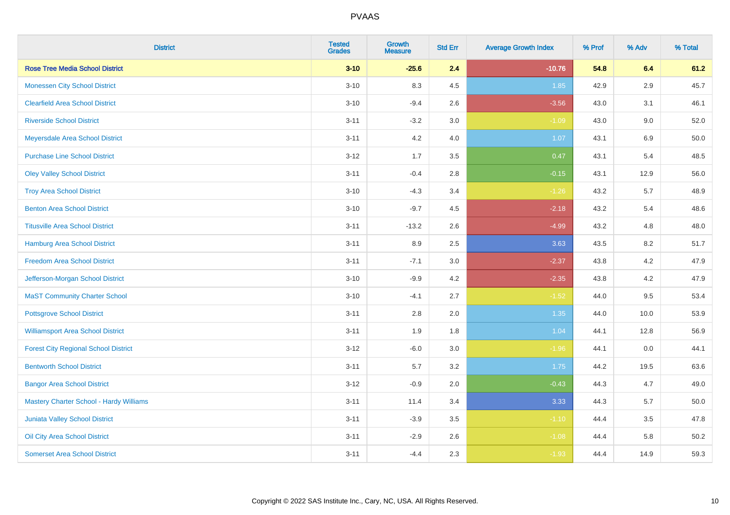# PVAAS

| District | Tested Grades | Growth Measure | Std Err | Average Growth Index | % Prof | % Adv | % Total |
|---|---|---|---|---|---|---|---|
| **Rose Tree Media School District** | **3-10** | **-25.6** | **2.4** | **-10.76** | **54.8** | **6.4** | **61.2** |
| Monessen City School District | 3-10 | 8.3 | 4.5 | 1.85 | 42.9 | 2.9 | 45.7 |
| Clearfield Area School District | 3-10 | -9.4 | 2.6 | -3.56 | 43.0 | 3.1 | 46.1 |
| Riverside School District | 3-11 | -3.2 | 3.0 | -1.09 | 43.0 | 9.0 | 52.0 |
| Meyersdale Area School District | 3-11 | 4.2 | 4.0 | 1.07 | 43.1 | 6.9 | 50.0 |
| Purchase Line School District | 3-12 | 1.7 | 3.5 | 0.47 | 43.1 | 5.4 | 48.5 |
| Oley Valley School District | 3-11 | -0.4 | 2.8 | -0.15 | 43.1 | 12.9 | 56.0 |
| Troy Area School District | 3-10 | -4.3 | 3.4 | -1.26 | 43.2 | 5.7 | 48.9 |
| Benton Area School District | 3-10 | -9.7 | 4.5 | -2.18 | 43.2 | 5.4 | 48.6 |
| Titusville Area School District | 3-11 | -13.2 | 2.6 | -4.99 | 43.2 | 4.8 | 48.0 |
| Hamburg Area School District | 3-11 | 8.9 | 2.5 | 3.63 | 43.5 | 8.2 | 51.7 |
| Freedom Area School District | 3-11 | -7.1 | 3.0 | -2.37 | 43.8 | 4.2 | 47.9 |
| Jefferson-Morgan School District | 3-10 | -9.9 | 4.2 | -2.35 | 43.8 | 4.2 | 47.9 |
| MaST Community Charter School | 3-10 | -4.1 | 2.7 | -1.52 | 44.0 | 9.5 | 53.4 |
| Pottsgrove School District | 3-11 | 2.8 | 2.0 | 1.35 | 44.0 | 10.0 | 53.9 |
| Williamsport Area School District | 3-11 | 1.9 | 1.8 | 1.04 | 44.1 | 12.8 | 56.9 |
| Forest City Regional School District | 3-12 | -6.0 | 3.0 | -1.96 | 44.1 | 0.0 | 44.1 |
| Bentworth School District | 3-11 | 5.7 | 3.2 | 1.75 | 44.2 | 19.5 | 63.6 |
| Bangor Area School District | 3-12 | -0.9 | 2.0 | -0.43 | 44.3 | 4.7 | 49.0 |
| Mastery Charter School - Hardy Williams | 3-11 | 11.4 | 3.4 | 3.33 | 44.3 | 5.7 | 50.0 |
| Juniata Valley School District | 3-11 | -3.9 | 3.5 | -1.10 | 44.4 | 3.5 | 47.8 |
| Oil City Area School District | 3-11 | -2.9 | 2.6 | -1.08 | 44.4 | 5.8 | 50.2 |
| Somerset Area School District | 3-11 | -4.4 | 2.3 | -1.93 | 44.4 | 14.9 | 59.3 |

Copyright © 2022 SAS Institute Inc., Cary, NC, USA. All Rights Reserved.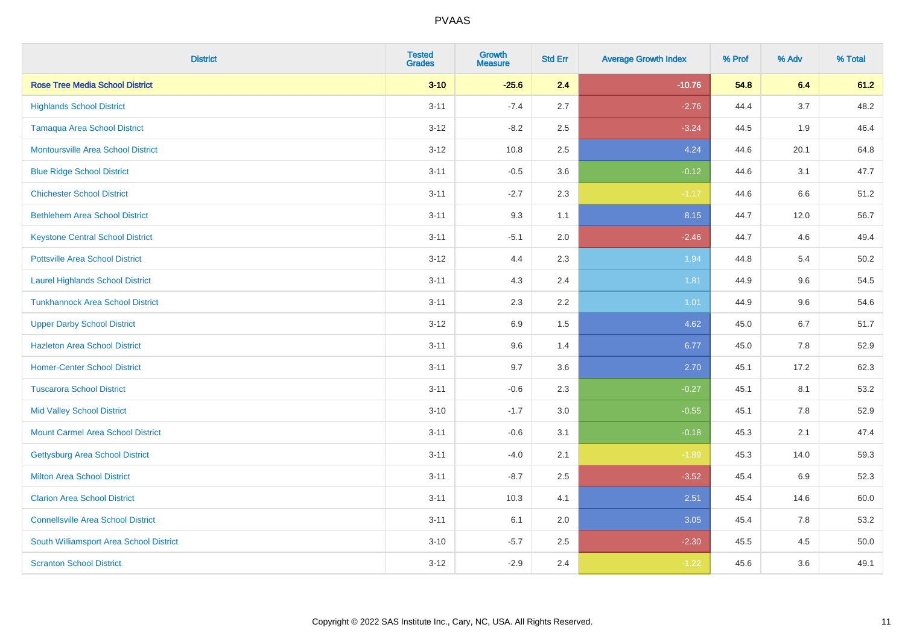| District | Tested Grades | Growth Measure | Std Err | Average Growth Index | % Prof | % Adv | % Total |
|---|---|---|---|---|---|---|---|
| **Rose Tree Media School District** | **3-10** | **-25.6** | **2.4** | **-10.76** | **54.8** | **6.4** | **61.2** |
| Highlands School District | 3-11 | -7.4 | 2.7 | -2.76 | 44.4 | 3.7 | 48.2 |
| Tamaqua Area School District | 3-12 | -8.2 | 2.5 | -3.24 | 44.5 | 1.9 | 46.4 |
| Montoursville Area School District | 3-12 | 10.8 | 2.5 | 4.24 | 44.6 | 20.1 | 64.8 |
| Blue Ridge School District | 3-11 | -0.5 | 3.6 | -0.12 | 44.6 | 3.1 | 47.7 |
| Chichester School District | 3-11 | -2.7 | 2.3 | -1.17 | 44.6 | 6.6 | 51.2 |
| Bethlehem Area School District | 3-11 | 9.3 | 1.1 | 8.15 | 44.7 | 12.0 | 56.7 |
| Keystone Central School District | 3-11 | -5.1 | 2.0 | -2.46 | 44.7 | 4.6 | 49.4 |
| Pottsville Area School District | 3-12 | 4.4 | 2.3 | 1.94 | 44.8 | 5.4 | 50.2 |
| Laurel Highlands School District | 3-11 | 4.3 | 2.4 | 1.81 | 44.9 | 9.6 | 54.5 |
| Tunkhannock Area School District | 3-11 | 2.3 | 2.2 | 1.01 | 44.9 | 9.6 | 54.6 |
| Upper Darby School District | 3-12 | 6.9 | 1.5 | 4.62 | 45.0 | 6.7 | 51.7 |
| Hazleton Area School District | 3-11 | 9.6 | 1.4 | 6.77 | 45.0 | 7.8 | 52.9 |
| Homer-Center School District | 3-11 | 9.7 | 3.6 | 2.70 | 45.1 | 17.2 | 62.3 |
| Tuscarora School District | 3-11 | -0.6 | 2.3 | -0.27 | 45.1 | 8.1 | 53.2 |
| Mid Valley School District | 3-10 | -1.7 | 3.0 | -0.55 | 45.1 | 7.8 | 52.9 |
| Mount Carmel Area School District | 3-11 | -0.6 | 3.1 | -0.18 | 45.3 | 2.1 | 47.4 |
| Gettysburg Area School District | 3-11 | -4.0 | 2.1 | -1.89 | 45.3 | 14.0 | 59.3 |
| Milton Area School District | 3-11 | -8.7 | 2.5 | -3.52 | 45.4 | 6.9 | 52.3 |
| Clarion Area School District | 3-11 | 10.3 | 4.1 | 2.51 | 45.4 | 14.6 | 60.0 |
| Connellsville Area School District | 3-11 | 6.1 | 2.0 | 3.05 | 45.4 | 7.8 | 53.2 |
| South Williamsport Area School District | 3-10 | -5.7 | 2.5 | -2.30 | 45.5 | 4.5 | 50.0 |
| Scranton School District | 3-12 | -2.9 | 2.4 | -1.22 | 45.6 | 3.6 | 49.1 |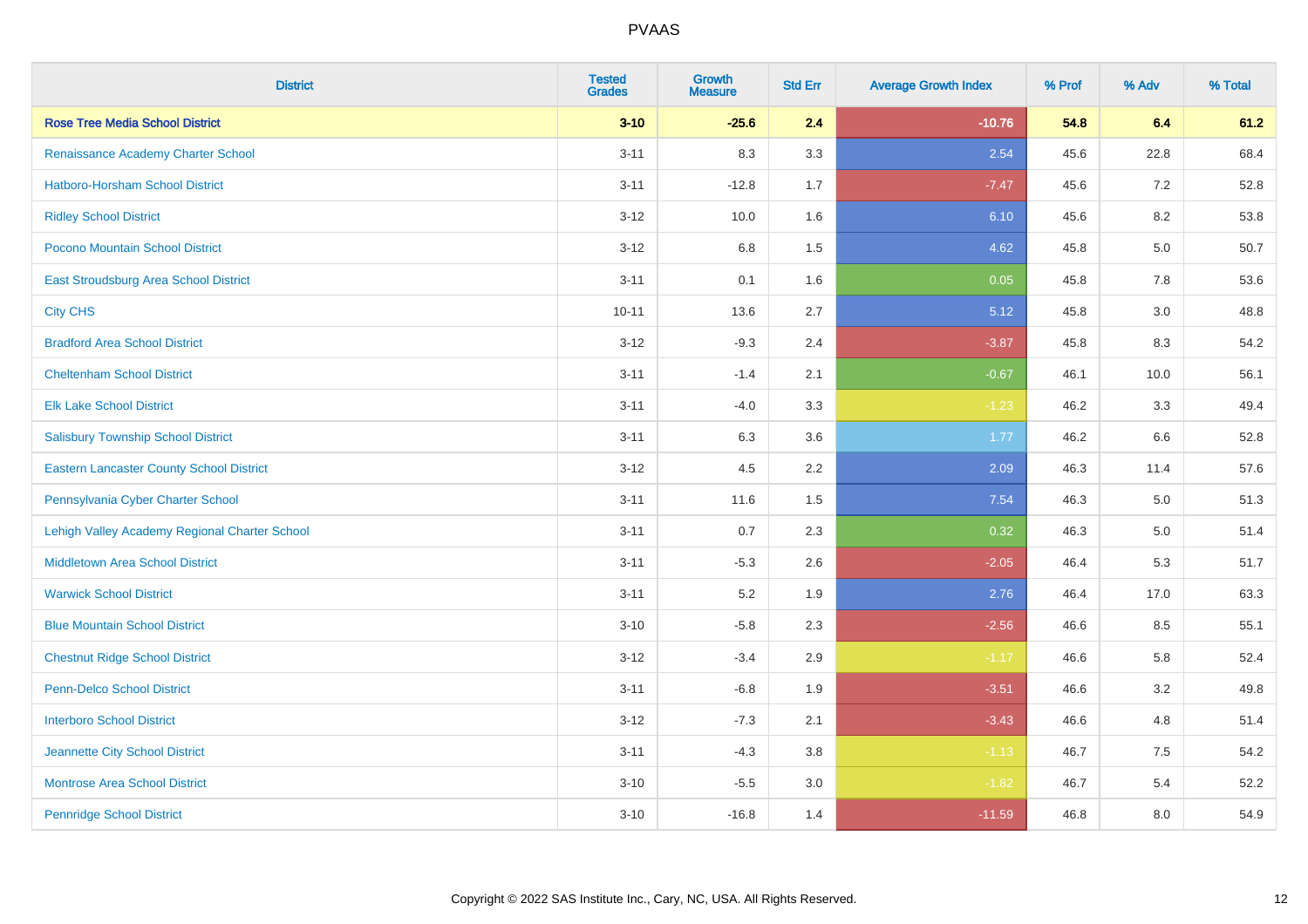# PVAAS

| District | Tested Grades | Growth Measure | Std Err | Average Growth Index | % Prof | % Adv | % Total |
|---|---|---|---|---|---|---|---|
| **Rose Tree Media School District** | **3-10** | **-25.6** | **2.4** | **-10.76** | **54.8** | **6.4** | **61.2** |
| Renaissance Academy Charter School | 3-11 | 8.3 | 3.3 | 2.54 | 45.6 | 22.8 | 68.4 |
| Hatboro-Horsham School District | 3-11 | -12.8 | 1.7 | -7.47 | 45.6 | 7.2 | 52.8 |
| Ridley School District | 3-12 | 10.0 | 1.6 | 6.10 | 45.6 | 8.2 | 53.8 |
| Pocono Mountain School District | 3-12 | 6.8 | 1.5 | 4.62 | 45.8 | 5.0 | 50.7 |
| East Stroudsburg Area School District | 3-11 | 0.1 | 1.6 | 0.05 | 45.8 | 7.8 | 53.6 |
| City CHS | 10-11 | 13.6 | 2.7 | 5.12 | 45.8 | 3.0 | 48.8 |
| Bradford Area School District | 3-12 | -9.3 | 2.4 | -3.87 | 45.8 | 8.3 | 54.2 |
| Cheltenham School District | 3-11 | -1.4 | 2.1 | -0.67 | 46.1 | 10.0 | 56.1 |
| Elk Lake School District | 3-11 | -4.0 | 3.3 | -1.23 | 46.2 | 3.3 | 49.4 |
| Salisbury Township School District | 3-11 | 6.3 | 3.6 | 1.77 | 46.2 | 6.6 | 52.8 |
| Eastern Lancaster County School District | 3-12 | 4.5 | 2.2 | 2.09 | 46.3 | 11.4 | 57.6 |
| Pennsylvania Cyber Charter School | 3-11 | 11.6 | 1.5 | 7.54 | 46.3 | 5.0 | 51.3 |
| Lehigh Valley Academy Regional Charter School | 3-11 | 0.7 | 2.3 | 0.32 | 46.3 | 5.0 | 51.4 |
| Middletown Area School District | 3-11 | -5.3 | 2.6 | -2.05 | 46.4 | 5.3 | 51.7 |
| Warwick School District | 3-11 | 5.2 | 1.9 | 2.76 | 46.4 | 17.0 | 63.3 |
| Blue Mountain School District | 3-10 | -5.8 | 2.3 | -2.56 | 46.6 | 8.5 | 55.1 |
| Chestnut Ridge School District | 3-12 | -3.4 | 2.9 | -1.17 | 46.6 | 5.8 | 52.4 |
| Penn-Delco School District | 3-11 | -6.8 | 1.9 | -3.51 | 46.6 | 3.2 | 49.8 |
| Interboro School District | 3-12 | -7.3 | 2.1 | -3.43 | 46.6 | 4.8 | 51.4 |
| Jeannette City School District | 3-11 | -4.3 | 3.8 | -1.13 | 46.7 | 7.5 | 54.2 |
| Montrose Area School District | 3-10 | -5.5 | 3.0 | -1.82 | 46.7 | 5.4 | 52.2 |
| Pennridge School District | 3-10 | -16.8 | 1.4 | -11.59 | 46.8 | 8.0 | 54.9 |

Copyright © 2022 SAS Institute Inc., Cary, NC, USA. All Rights Reserved.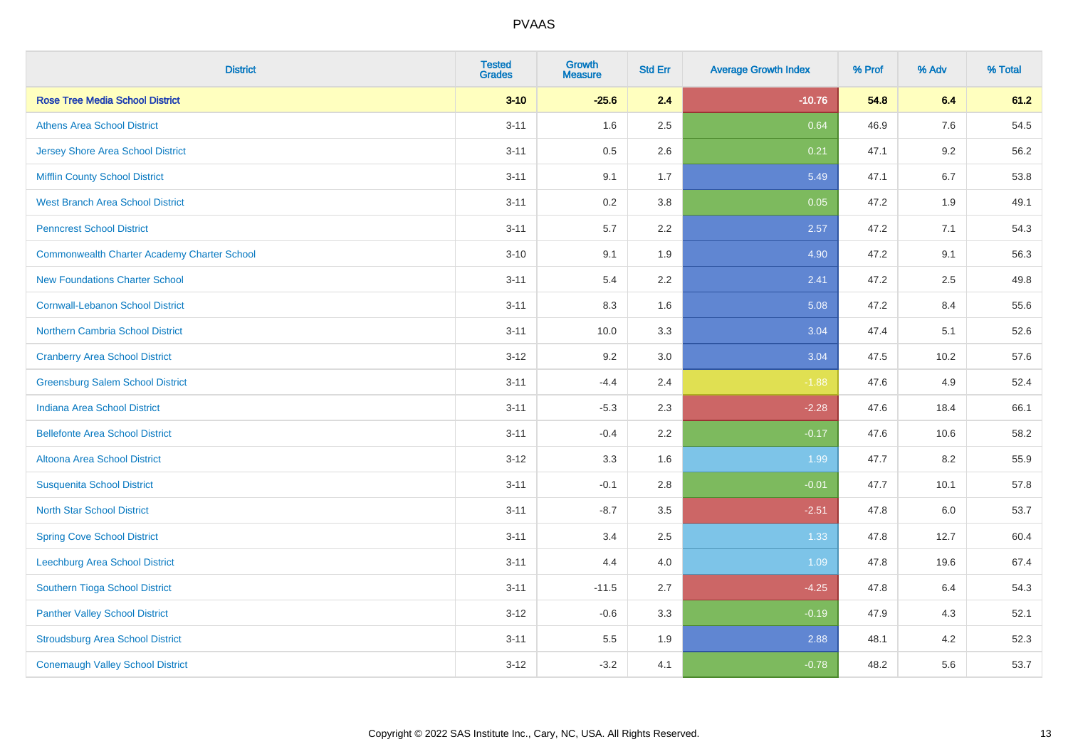# PVAAS

| District | Tested Grades | Growth Measure | Std Err | Average Growth Index | % Prof | % Adv | % Total |
|---|---|---|---|---|---|---|---|
| **Rose Tree Media School District** | **3-10** | **-25.6** | **2.4** | **-10.76** | **54.8** | **6.4** | **61.2** |
| Athens Area School District | 3-11 | 1.6 | 2.5 | 0.64 | 46.9 | 7.6 | 54.5 |
| Jersey Shore Area School District | 3-11 | 0.5 | 2.6 | 0.21 | 47.1 | 9.2 | 56.2 |
| Mifflin County School District | 3-11 | 9.1 | 1.7 | 5.49 | 47.1 | 6.7 | 53.8 |
| West Branch Area School District | 3-11 | 0.2 | 3.8 | 0.05 | 47.2 | 1.9 | 49.1 |
| Penncrest School District | 3-11 | 5.7 | 2.2 | 2.57 | 47.2 | 7.1 | 54.3 |
| Commonwealth Charter Academy Charter School | 3-10 | 9.1 | 1.9 | 4.90 | 47.2 | 9.1 | 56.3 |
| New Foundations Charter School | 3-11 | 5.4 | 2.2 | 2.41 | 47.2 | 2.5 | 49.8 |
| Cornwall-Lebanon School District | 3-11 | 8.3 | 1.6 | 5.08 | 47.2 | 8.4 | 55.6 |
| Northern Cambria School District | 3-11 | 10.0 | 3.3 | 3.04 | 47.4 | 5.1 | 52.6 |
| Cranberry Area School District | 3-12 | 9.2 | 3.0 | 3.04 | 47.5 | 10.2 | 57.6 |
| Greensburg Salem School District | 3-11 | -4.4 | 2.4 | -1.88 | 47.6 | 4.9 | 52.4 |
| Indiana Area School District | 3-11 | -5.3 | 2.3 | -2.28 | 47.6 | 18.4 | 66.1 |
| Bellefonte Area School District | 3-11 | -0.4 | 2.2 | -0.17 | 47.6 | 10.6 | 58.2 |
| Altoona Area School District | 3-12 | 3.3 | 1.6 | 1.99 | 47.7 | 8.2 | 55.9 |
| Susquenita School District | 3-11 | -0.1 | 2.8 | -0.01 | 47.7 | 10.1 | 57.8 |
| North Star School District | 3-11 | -8.7 | 3.5 | -2.51 | 47.8 | 6.0 | 53.7 |
| Spring Cove School District | 3-11 | 3.4 | 2.5 | 1.33 | 47.8 | 12.7 | 60.4 |
| Leechburg Area School District | 3-11 | 4.4 | 4.0 | 1.09 | 47.8 | 19.6 | 67.4 |
| Southern Tioga School District | 3-11 | -11.5 | 2.7 | -4.25 | 47.8 | 6.4 | 54.3 |
| Panther Valley School District | 3-12 | -0.6 | 3.3 | -0.19 | 47.9 | 4.3 | 52.1 |
| Stroudsburg Area School District | 3-11 | 5.5 | 1.9 | 2.88 | 48.1 | 4.2 | 52.3 |
| Conemaugh Valley School District | 3-12 | -3.2 | 4.1 | -0.78 | 48.2 | 5.6 | 53.7 |

Copyright © 2022 SAS Institute Inc., Cary, NC, USA. All Rights Reserved.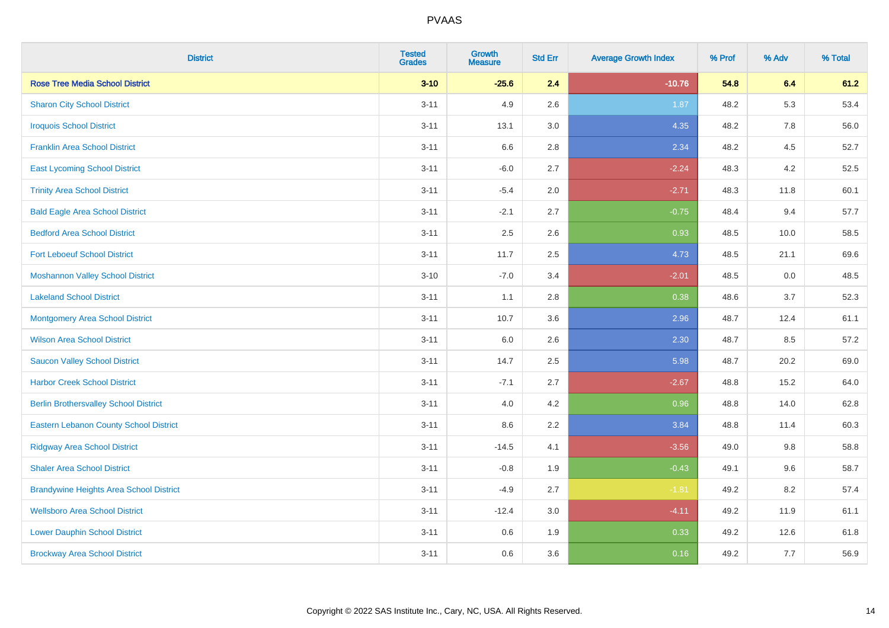PVAAS

| District | Tested Grades | Growth Measure | Std Err | Average Growth Index | % Prof | % Adv | % Total |
|---|---|---|---|---|---|---|---|
| **Rose Tree Media School District** | **3-10** | **-25.6** | **2.4** | **-10.76** | **54.8** | **6.4** | **61.2** |
| Sharon City School District | 3-11 | 4.9 | 2.6 | 1.87 | 48.2 | 5.3 | 53.4 |
| Iroquois School District | 3-11 | 13.1 | 3.0 | 4.35 | 48.2 | 7.8 | 56.0 |
| Franklin Area School District | 3-11 | 6.6 | 2.8 | 2.34 | 48.2 | 4.5 | 52.7 |
| East Lycoming School District | 3-11 | -6.0 | 2.7 | -2.24 | 48.3 | 4.2 | 52.5 |
| Trinity Area School District | 3-11 | -5.4 | 2.0 | -2.71 | 48.3 | 11.8 | 60.1 |
| Bald Eagle Area School District | 3-11 | -2.1 | 2.7 | -0.75 | 48.4 | 9.4 | 57.7 |
| Bedford Area School District | 3-11 | 2.5 | 2.6 | 0.93 | 48.5 | 10.0 | 58.5 |
| Fort Leboeuf School District | 3-11 | 11.7 | 2.5 | 4.73 | 48.5 | 21.1 | 69.6 |
| Moshannon Valley School District | 3-10 | -7.0 | 3.4 | -2.01 | 48.5 | 0.0 | 48.5 |
| Lakeland School District | 3-11 | 1.1 | 2.8 | 0.38 | 48.6 | 3.7 | 52.3 |
| Montgomery Area School District | 3-11 | 10.7 | 3.6 | 2.96 | 48.7 | 12.4 | 61.1 |
| Wilson Area School District | 3-11 | 6.0 | 2.6 | 2.30 | 48.7 | 8.5 | 57.2 |
| Saucon Valley School District | 3-11 | 14.7 | 2.5 | 5.98 | 48.7 | 20.2 | 69.0 |
| Harbor Creek School District | 3-11 | -7.1 | 2.7 | -2.67 | 48.8 | 15.2 | 64.0 |
| Berlin Brothersvalley School District | 3-11 | 4.0 | 4.2 | 0.96 | 48.8 | 14.0 | 62.8 |
| Eastern Lebanon County School District | 3-11 | 8.6 | 2.2 | 3.84 | 48.8 | 11.4 | 60.3 |
| Ridgway Area School District | 3-11 | -14.5 | 4.1 | -3.56 | 49.0 | 9.8 | 58.8 |
| Shaler Area School District | 3-11 | -0.8 | 1.9 | -0.43 | 49.1 | 9.6 | 58.7 |
| Brandywine Heights Area School District | 3-11 | -4.9 | 2.7 | -1.81 | 49.2 | 8.2 | 57.4 |
| Wellsboro Area School District | 3-11 | -12.4 | 3.0 | -4.11 | 49.2 | 11.9 | 61.1 |
| Lower Dauphin School District | 3-11 | 0.6 | 1.9 | 0.33 | 49.2 | 12.6 | 61.8 |
| Brockway Area School District | 3-11 | 0.6 | 3.6 | 0.16 | 49.2 | 7.7 | 56.9 |

Copyright © 2022 SAS Institute Inc., Cary, NC, USA. All Rights Reserved.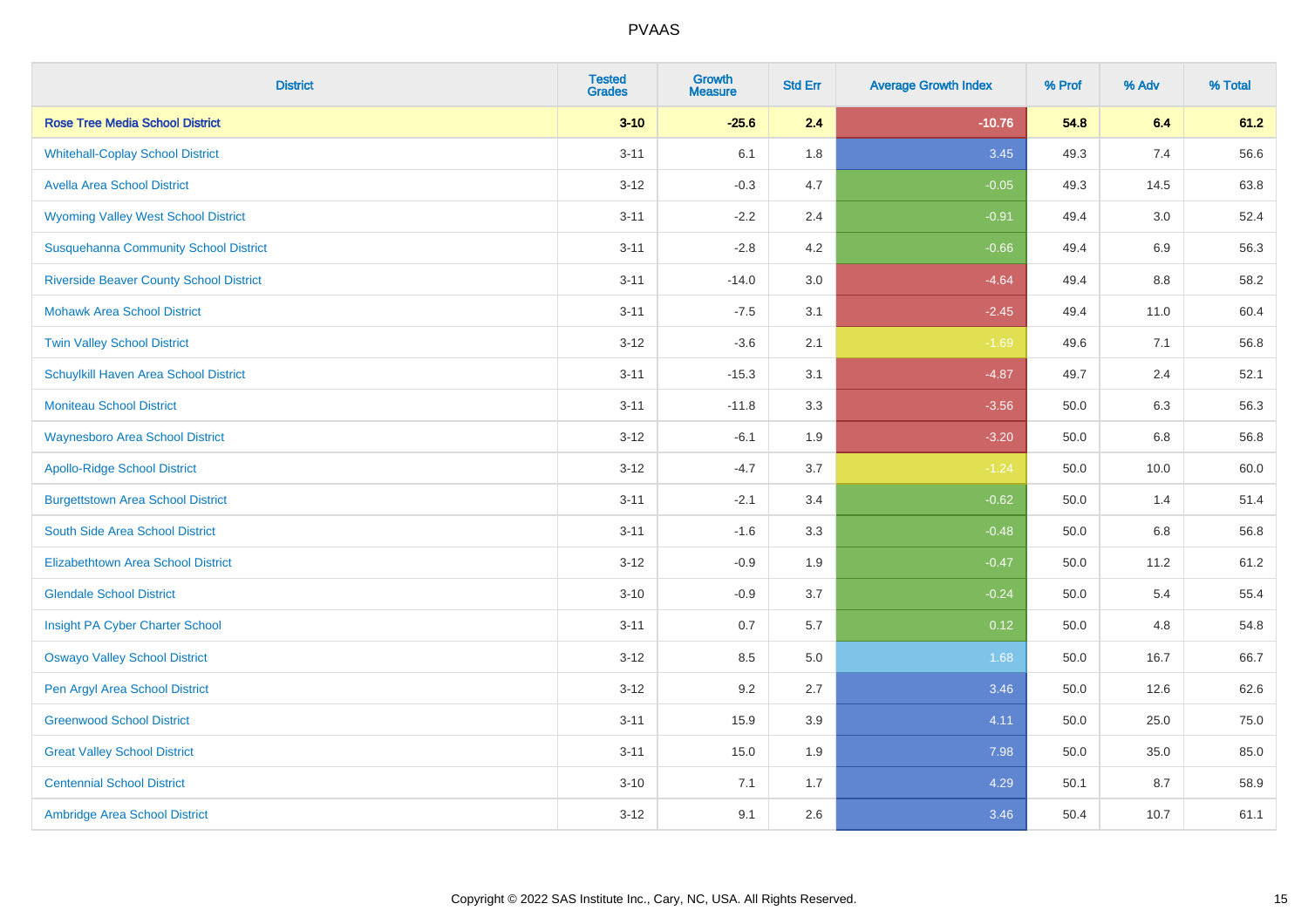PVAAS

| District | Tested Grades | Growth Measure | Std Err | Average Growth Index | % Prof | % Adv | % Total |
|---|---|---|---|---|---|---|---|
| **Rose Tree Media School District** | **3-10** | **-25.6** | **2.4** | **-10.76** | **54.8** | **6.4** | **61.2** |
| Whitehall-Coplay School District | 3-11 | 6.1 | 1.8 | 3.45 | 49.3 | 7.4 | 56.6 |
| Avella Area School District | 3-12 | -0.3 | 4.7 | -0.05 | 49.3 | 14.5 | 63.8 |
| Wyoming Valley West School District | 3-11 | -2.2 | 2.4 | -0.91 | 49.4 | 3.0 | 52.4 |
| Susquehanna Community School District | 3-11 | -2.8 | 4.2 | -0.66 | 49.4 | 6.9 | 56.3 |
| Riverside Beaver County School District | 3-11 | -14.0 | 3.0 | -4.64 | 49.4 | 8.8 | 58.2 |
| Mohawk Area School District | 3-11 | -7.5 | 3.1 | -2.45 | 49.4 | 11.0 | 60.4 |
| Twin Valley School District | 3-12 | -3.6 | 2.1 | -1.69 | 49.6 | 7.1 | 56.8 |
| Schuylkill Haven Area School District | 3-11 | -15.3 | 3.1 | -4.87 | 49.7 | 2.4 | 52.1 |
| Moniteau School District | 3-11 | -11.8 | 3.3 | -3.56 | 50.0 | 6.3 | 56.3 |
| Waynesboro Area School District | 3-12 | -6.1 | 1.9 | -3.20 | 50.0 | 6.8 | 56.8 |
| Apollo-Ridge School District | 3-12 | -4.7 | 3.7 | -1.24 | 50.0 | 10.0 | 60.0 |
| Burgettstown Area School District | 3-11 | -2.1 | 3.4 | -0.62 | 50.0 | 1.4 | 51.4 |
| South Side Area School District | 3-11 | -1.6 | 3.3 | -0.48 | 50.0 | 6.8 | 56.8 |
| Elizabethtown Area School District | 3-12 | -0.9 | 1.9 | -0.47 | 50.0 | 11.2 | 61.2 |
| Glendale School District | 3-10 | -0.9 | 3.7 | -0.24 | 50.0 | 5.4 | 55.4 |
| Insight PA Cyber Charter School | 3-11 | 0.7 | 5.7 | 0.12 | 50.0 | 4.8 | 54.8 |
| Oswayo Valley School District | 3-12 | 8.5 | 5.0 | 1.68 | 50.0 | 16.7 | 66.7 |
| Pen Argyl Area School District | 3-12 | 9.2 | 2.7 | 3.46 | 50.0 | 12.6 | 62.6 |
| Greenwood School District | 3-11 | 15.9 | 3.9 | 4.11 | 50.0 | 25.0 | 75.0 |
| Great Valley School District | 3-11 | 15.0 | 1.9 | 7.98 | 50.0 | 35.0 | 85.0 |
| Centennial School District | 3-10 | 7.1 | 1.7 | 4.29 | 50.1 | 8.7 | 58.9 |
| Ambridge Area School District | 3-12 | 9.1 | 2.6 | 3.46 | 50.4 | 10.7 | 61.1 |

Copyright © 2022 SAS Institute Inc., Cary, NC, USA. All Rights Reserved.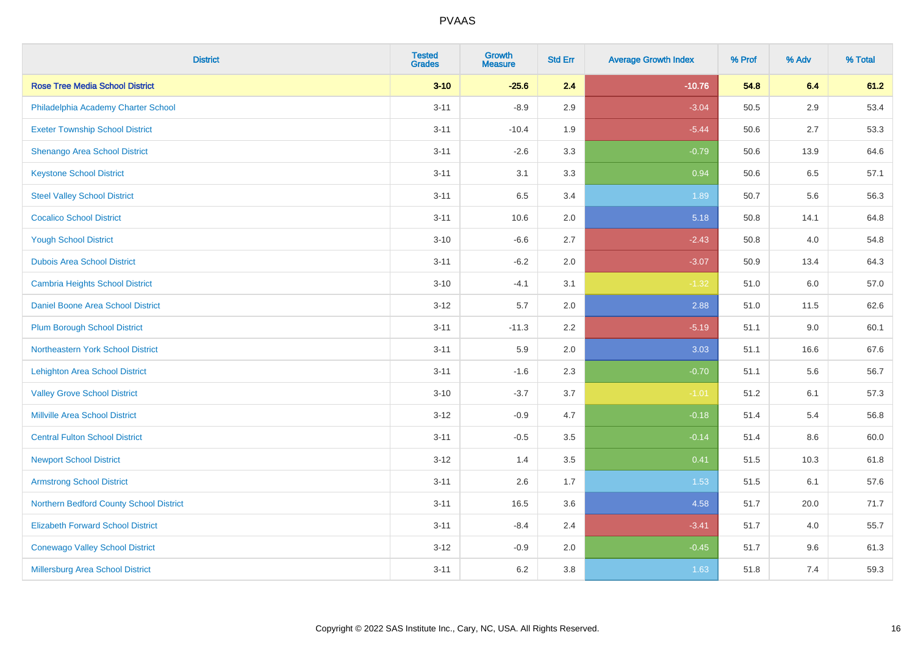# PVAAS

| District | Tested Grades | Growth Measure | Std Err | Average Growth Index | % Prof | % Adv | % Total |
|---|---|---|---|---|---|---|---|
| **Rose Tree Media School District** | **3-10** | **-25.6** | **2.4** | **-10.76** | **54.8** | **6.4** | **61.2** |
| Philadelphia Academy Charter School | 3-11 | -8.9 | 2.9 | -3.04 | 50.5 | 2.9 | 53.4 |
| Exeter Township School District | 3-11 | -10.4 | 1.9 | -5.44 | 50.6 | 2.7 | 53.3 |
| Shenango Area School District | 3-11 | -2.6 | 3.3 | -0.79 | 50.6 | 13.9 | 64.6 |
| Keystone School District | 3-11 | 3.1 | 3.3 | 0.94 | 50.6 | 6.5 | 57.1 |
| Steel Valley School District | 3-11 | 6.5 | 3.4 | 1.89 | 50.7 | 5.6 | 56.3 |
| Cocalico School District | 3-11 | 10.6 | 2.0 | 5.18 | 50.8 | 14.1 | 64.8 |
| Yough School District | 3-10 | -6.6 | 2.7 | -2.43 | 50.8 | 4.0 | 54.8 |
| Dubois Area School District | 3-11 | -6.2 | 2.0 | -3.07 | 50.9 | 13.4 | 64.3 |
| Cambria Heights School District | 3-10 | -4.1 | 3.1 | -1.32 | 51.0 | 6.0 | 57.0 |
| Daniel Boone Area School District | 3-12 | 5.7 | 2.0 | 2.88 | 51.0 | 11.5 | 62.6 |
| Plum Borough School District | 3-11 | -11.3 | 2.2 | -5.19 | 51.1 | 9.0 | 60.1 |
| Northeastern York School District | 3-11 | 5.9 | 2.0 | 3.03 | 51.1 | 16.6 | 67.6 |
| Lehighton Area School District | 3-11 | -1.6 | 2.3 | -0.70 | 51.1 | 5.6 | 56.7 |
| Valley Grove School District | 3-10 | -3.7 | 3.7 | -1.01 | 51.2 | 6.1 | 57.3 |
| Millville Area School District | 3-12 | -0.9 | 4.7 | -0.18 | 51.4 | 5.4 | 56.8 |
| Central Fulton School District | 3-11 | -0.5 | 3.5 | -0.14 | 51.4 | 8.6 | 60.0 |
| Newport School District | 3-12 | 1.4 | 3.5 | 0.41 | 51.5 | 10.3 | 61.8 |
| Armstrong School District | 3-11 | 2.6 | 1.7 | 1.53 | 51.5 | 6.1 | 57.6 |
| Northern Bedford County School District | 3-11 | 16.5 | 3.6 | 4.58 | 51.7 | 20.0 | 71.7 |
| Elizabeth Forward School District | 3-11 | -8.4 | 2.4 | -3.41 | 51.7 | 4.0 | 55.7 |
| Conewago Valley School District | 3-12 | -0.9 | 2.0 | -0.45 | 51.7 | 9.6 | 61.3 |
| Millersburg Area School District | 3-11 | 6.2 | 3.8 | 1.63 | 51.8 | 7.4 | 59.3 |

Copyright © 2022 SAS Institute Inc., Cary, NC, USA. All Rights Reserved.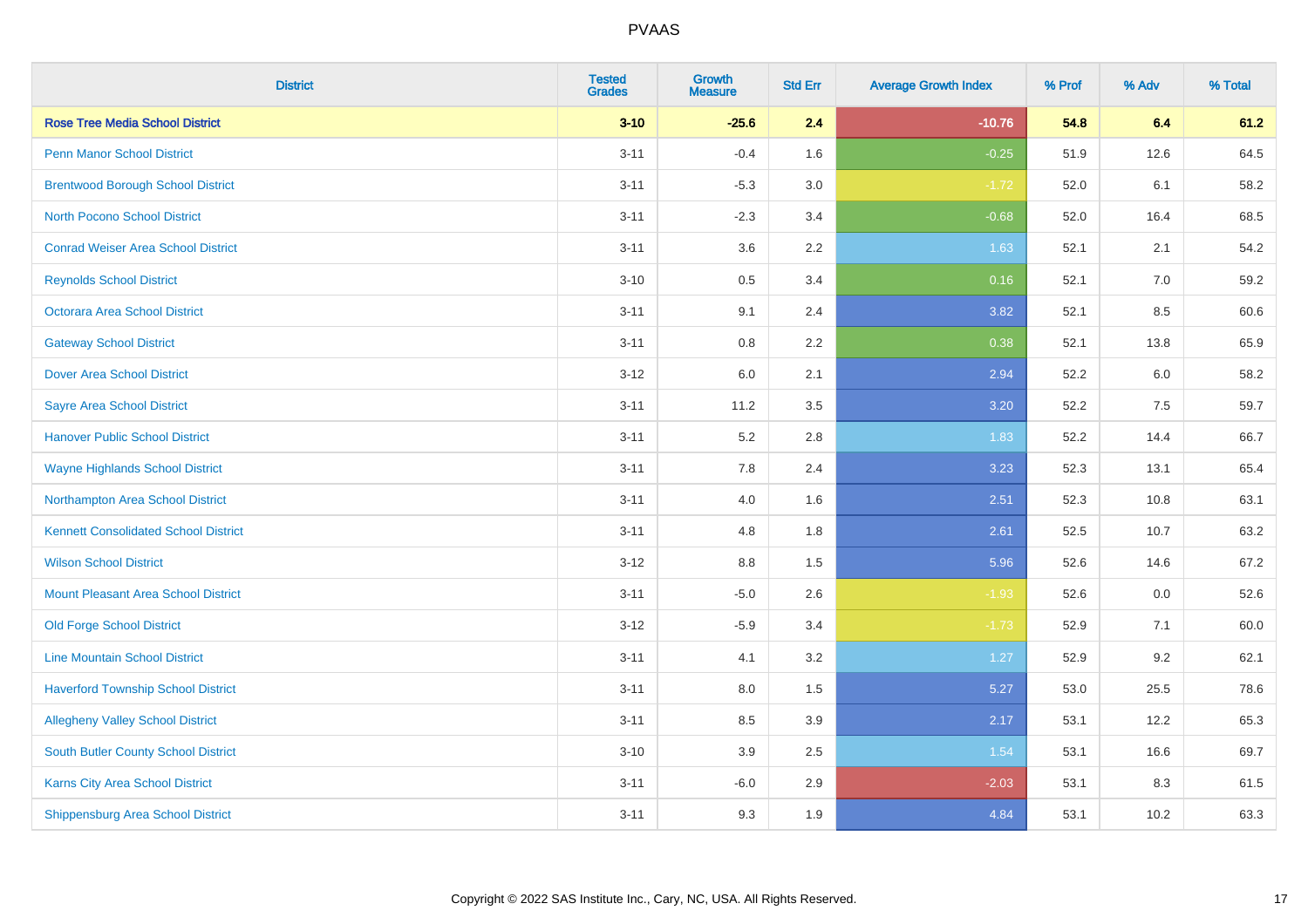| District | Tested Grades | Growth Measure | Std Err | Average Growth Index | % Prof | % Adv | % Total |
|---|---|---|---|---|---|---|---|
| **Rose Tree Media School District** | **3-10** | **-25.6** | **2.4** | **-10.76** | **54.8** | **6.4** | **61.2** |
| Penn Manor School District | 3-11 | -0.4 | 1.6 | -0.25 | 51.9 | 12.6 | 64.5 |
| Brentwood Borough School District | 3-11 | -5.3 | 3.0 | -1.72 | 52.0 | 6.1 | 58.2 |
| North Pocono School District | 3-11 | -2.3 | 3.4 | -0.68 | 52.0 | 16.4 | 68.5 |
| Conrad Weiser Area School District | 3-11 | 3.6 | 2.2 | 1.63 | 52.1 | 2.1 | 54.2 |
| Reynolds School District | 3-10 | 0.5 | 3.4 | 0.16 | 52.1 | 7.0 | 59.2 |
| Octorara Area School District | 3-11 | 9.1 | 2.4 | 3.82 | 52.1 | 8.5 | 60.6 |
| Gateway School District | 3-11 | 0.8 | 2.2 | 0.38 | 52.1 | 13.8 | 65.9 |
| Dover Area School District | 3-12 | 6.0 | 2.1 | 2.94 | 52.2 | 6.0 | 58.2 |
| Sayre Area School District | 3-11 | 11.2 | 3.5 | 3.20 | 52.2 | 7.5 | 59.7 |
| Hanover Public School District | 3-11 | 5.2 | 2.8 | 1.83 | 52.2 | 14.4 | 66.7 |
| Wayne Highlands School District | 3-11 | 7.8 | 2.4 | 3.23 | 52.3 | 13.1 | 65.4 |
| Northampton Area School District | 3-11 | 4.0 | 1.6 | 2.51 | 52.3 | 10.8 | 63.1 |
| Kennett Consolidated School District | 3-11 | 4.8 | 1.8 | 2.61 | 52.5 | 10.7 | 63.2 |
| Wilson School District | 3-12 | 8.8 | 1.5 | 5.96 | 52.6 | 14.6 | 67.2 |
| Mount Pleasant Area School District | 3-11 | -5.0 | 2.6 | -1.93 | 52.6 | 0.0 | 52.6 |
| Old Forge School District | 3-12 | -5.9 | 3.4 | -1.73 | 52.9 | 7.1 | 60.0 |
| Line Mountain School District | 3-11 | 4.1 | 3.2 | 1.27 | 52.9 | 9.2 | 62.1 |
| Haverford Township School District | 3-11 | 8.0 | 1.5 | 5.27 | 53.0 | 25.5 | 78.6 |
| Allegheny Valley School District | 3-11 | 8.5 | 3.9 | 2.17 | 53.1 | 12.2 | 65.3 |
| South Butler County School District | 3-10 | 3.9 | 2.5 | 1.54 | 53.1 | 16.6 | 69.7 |
| Karns City Area School District | 3-11 | -6.0 | 2.9 | -2.03 | 53.1 | 8.3 | 61.5 |
| Shippensburg Area School District | 3-11 | 9.3 | 1.9 | 4.84 | 53.1 | 10.2 | 63.3 |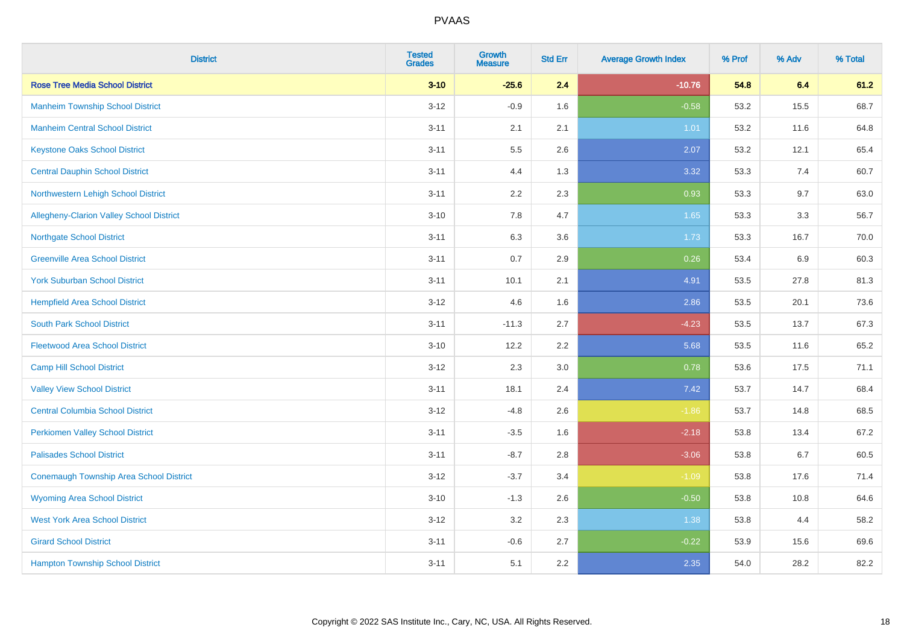# PVAAS

| District | Tested Grades | Growth Measure | Std Err | Average Growth Index | % Prof | % Adv | % Total |
|---|---|---|---|---|---|---|---|
| **Rose Tree Media School District** | **3-10** | **-25.6** | **2.4** | **-10.76** | **54.8** | **6.4** | **61.2** |
| Manheim Township School District | 3-12 | -0.9 | 1.6 | -0.58 | 53.2 | 15.5 | 68.7 |
| Manheim Central School District | 3-11 | 2.1 | 2.1 | 1.01 | 53.2 | 11.6 | 64.8 |
| Keystone Oaks School District | 3-11 | 5.5 | 2.6 | 2.07 | 53.2 | 12.1 | 65.4 |
| Central Dauphin School District | 3-11 | 4.4 | 1.3 | 3.32 | 53.3 | 7.4 | 60.7 |
| Northwestern Lehigh School District | 3-11 | 2.2 | 2.3 | 0.93 | 53.3 | 9.7 | 63.0 |
| Allegheny-Clarion Valley School District | 3-10 | 7.8 | 4.7 | 1.65 | 53.3 | 3.3 | 56.7 |
| Northgate School District | 3-11 | 6.3 | 3.6 | 1.73 | 53.3 | 16.7 | 70.0 |
| Greenville Area School District | 3-11 | 0.7 | 2.9 | 0.26 | 53.4 | 6.9 | 60.3 |
| York Suburban School District | 3-11 | 10.1 | 2.1 | 4.91 | 53.5 | 27.8 | 81.3 |
| Hempfield Area School District | 3-12 | 4.6 | 1.6 | 2.86 | 53.5 | 20.1 | 73.6 |
| South Park School District | 3-11 | -11.3 | 2.7 | -4.23 | 53.5 | 13.7 | 67.3 |
| Fleetwood Area School District | 3-10 | 12.2 | 2.2 | 5.68 | 53.5 | 11.6 | 65.2 |
| Camp Hill School District | 3-12 | 2.3 | 3.0 | 0.78 | 53.6 | 17.5 | 71.1 |
| Valley View School District | 3-11 | 18.1 | 2.4 | 7.42 | 53.7 | 14.7 | 68.4 |
| Central Columbia School District | 3-12 | -4.8 | 2.6 | -1.86 | 53.7 | 14.8 | 68.5 |
| Perkiomen Valley School District | 3-11 | -3.5 | 1.6 | -2.18 | 53.8 | 13.4 | 67.2 |
| Palisades School District | 3-11 | -8.7 | 2.8 | -3.06 | 53.8 | 6.7 | 60.5 |
| Conemaugh Township Area School District | 3-12 | -3.7 | 3.4 | -1.09 | 53.8 | 17.6 | 71.4 |
| Wyoming Area School District | 3-10 | -1.3 | 2.6 | -0.50 | 53.8 | 10.8 | 64.6 |
| West York Area School District | 3-12 | 3.2 | 2.3 | 1.38 | 53.8 | 4.4 | 58.2 |
| Girard School District | 3-11 | -0.6 | 2.7 | -0.22 | 53.9 | 15.6 | 69.6 |
| Hampton Township School District | 3-11 | 5.1 | 2.2 | 2.35 | 54.0 | 28.2 | 82.2 |

Copyright © 2022 SAS Institute Inc., Cary, NC, USA. All Rights Reserved.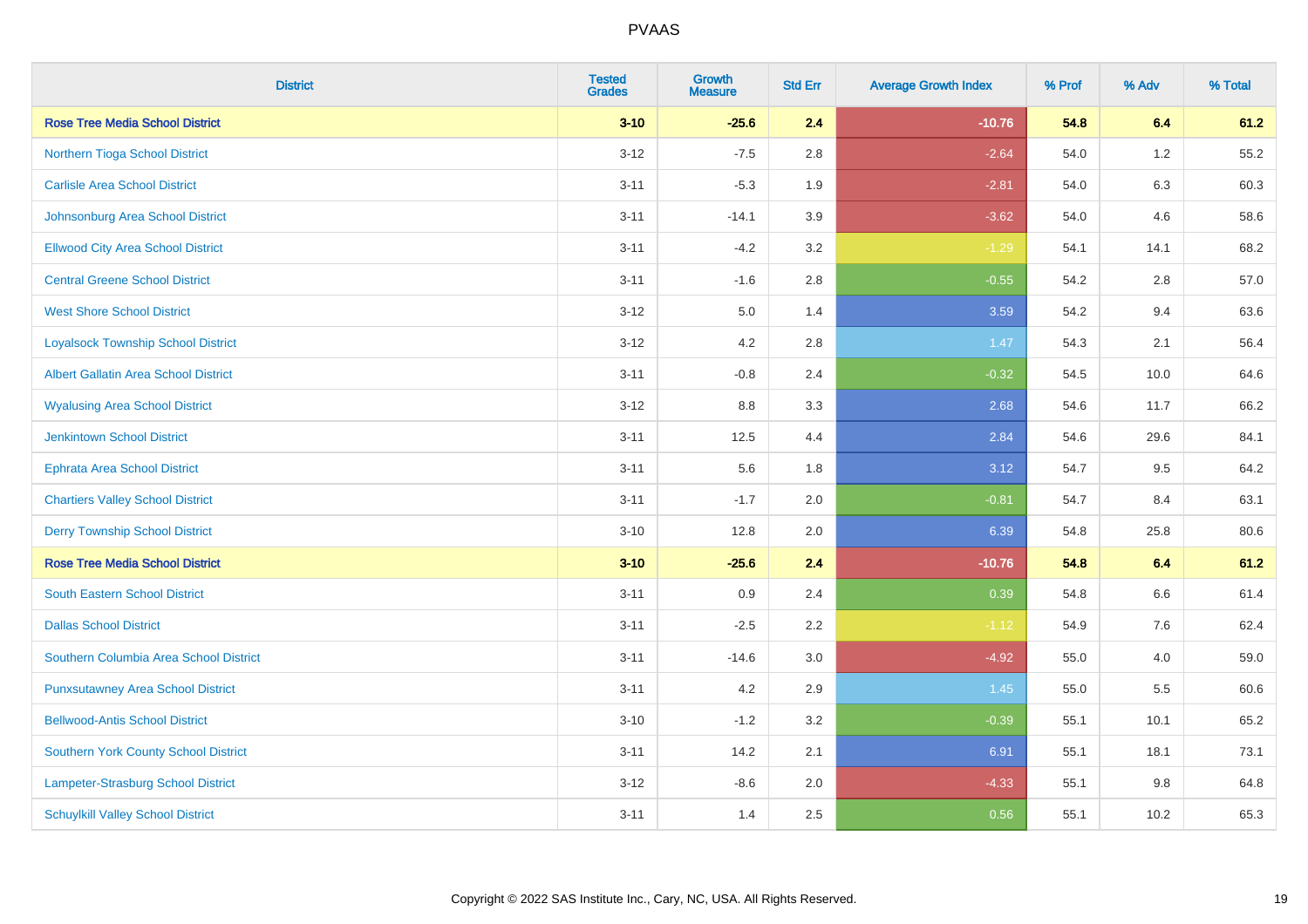PVAAS

| District | Tested Grades | Growth Measure | Std Err | Average Growth Index | % Prof | % Adv | % Total |
|---|---|---|---|---|---|---|---|
| **Rose Tree Media School District** | **3-10** | **-25.6** | **2.4** | **-10.76** | **54.8** | **6.4** | **61.2** |
| Northern Tioga School District | 3-12 | -7.5 | 2.8 | -2.64 | 54.0 | 1.2 | 55.2 |
| Carlisle Area School District | 3-11 | -5.3 | 1.9 | -2.81 | 54.0 | 6.3 | 60.3 |
| Johnsonburg Area School District | 3-11 | -14.1 | 3.9 | -3.62 | 54.0 | 4.6 | 58.6 |
| Ellwood City Area School District | 3-11 | -4.2 | 3.2 | -1.29 | 54.1 | 14.1 | 68.2 |
| Central Greene School District | 3-11 | -1.6 | 2.8 | -0.55 | 54.2 | 2.8 | 57.0 |
| West Shore School District | 3-12 | 5.0 | 1.4 | 3.59 | 54.2 | 9.4 | 63.6 |
| Loyalsock Township School District | 3-12 | 4.2 | 2.8 | 1.47 | 54.3 | 2.1 | 56.4 |
| Albert Gallatin Area School District | 3-11 | -0.8 | 2.4 | -0.32 | 54.5 | 10.0 | 64.6 |
| Wyalusing Area School District | 3-12 | 8.8 | 3.3 | 2.68 | 54.6 | 11.7 | 66.2 |
| Jenkintown School District | 3-11 | 12.5 | 4.4 | 2.84 | 54.6 | 29.6 | 84.1 |
| Ephrata Area School District | 3-11 | 5.6 | 1.8 | 3.12 | 54.7 | 9.5 | 64.2 |
| Chartiers Valley School District | 3-11 | -1.7 | 2.0 | -0.81 | 54.7 | 8.4 | 63.1 |
| Derry Township School District | 3-10 | 12.8 | 2.0 | 6.39 | 54.8 | 25.8 | 80.6 |
| **Rose Tree Media School District** | **3-10** | **-25.6** | **2.4** | **-10.76** | **54.8** | **6.4** | **61.2** |
| South Eastern School District | 3-11 | 0.9 | 2.4 | 0.39 | 54.8 | 6.6 | 61.4 |
| Dallas School District | 3-11 | -2.5 | 2.2 | -1.12 | 54.9 | 7.6 | 62.4 |
| Southern Columbia Area School District | 3-11 | -14.6 | 3.0 | -4.92 | 55.0 | 4.0 | 59.0 |
| Punxsutawney Area School District | 3-11 | 4.2 | 2.9 | 1.45 | 55.0 | 5.5 | 60.6 |
| Bellwood-Antis School District | 3-10 | -1.2 | 3.2 | -0.39 | 55.1 | 10.1 | 65.2 |
| Southern York County School District | 3-11 | 14.2 | 2.1 | 6.91 | 55.1 | 18.1 | 73.1 |
| Lampeter-Strasburg School District | 3-12 | -8.6 | 2.0 | -4.33 | 55.1 | 9.8 | 64.8 |
| Schuylkill Valley School District | 3-11 | 1.4 | 2.5 | 0.56 | 55.1 | 10.2 | 65.3 |

Copyright © 2022 SAS Institute Inc., Cary, NC, USA. All Rights Reserved.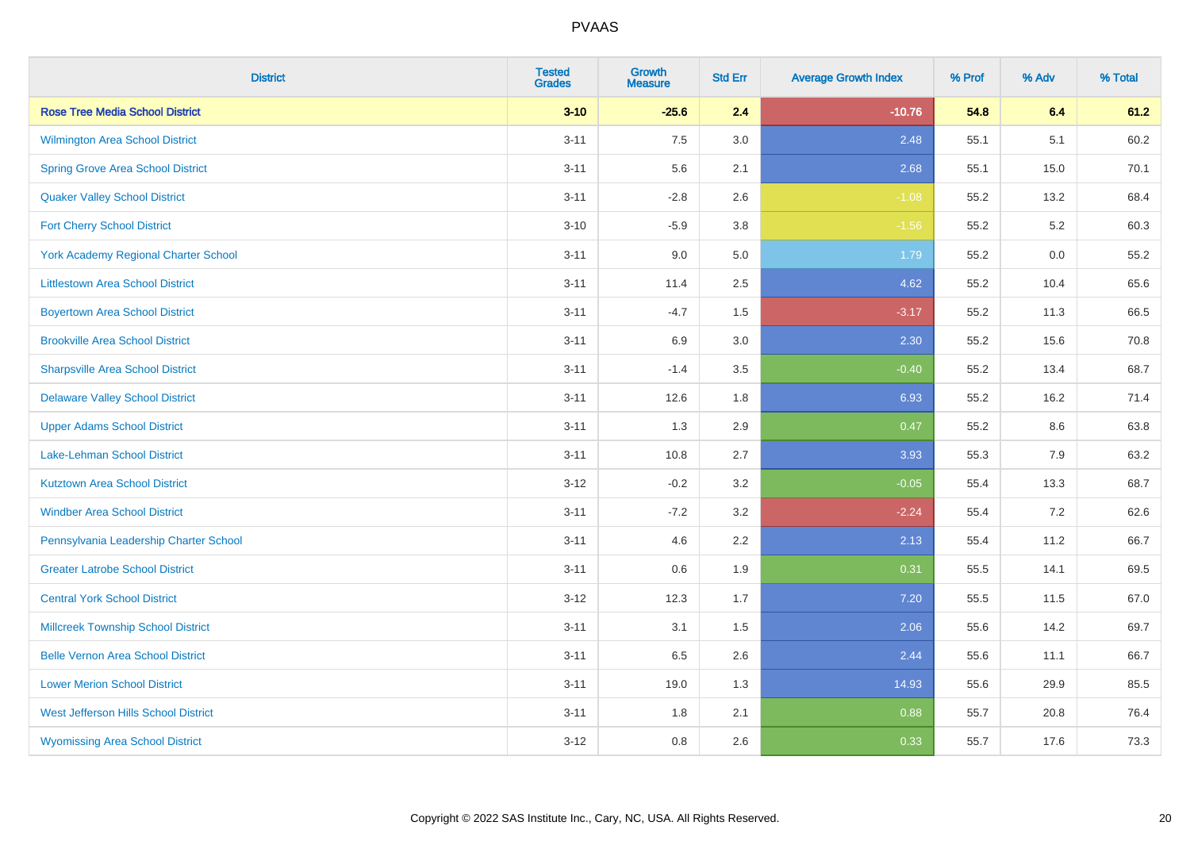# PVAAS

| District | Tested Grades | Growth Measure | Std Err | Average Growth Index | % Prof | % Adv | % Total |
|---|---|---|---|---|---|---|---|
| **Rose Tree Media School District** | **3-10** | **-25.6** | **2.4** | **-10.76** | **54.8** | **6.4** | **61.2** |
| Wilmington Area School District | 3-11 | 7.5 | 3.0 | 2.48 | 55.1 | 5.1 | 60.2 |
| Spring Grove Area School District | 3-11 | 5.6 | 2.1 | 2.68 | 55.1 | 15.0 | 70.1 |
| Quaker Valley School District | 3-11 | -2.8 | 2.6 | -1.08 | 55.2 | 13.2 | 68.4 |
| Fort Cherry School District | 3-10 | -5.9 | 3.8 | -1.56 | 55.2 | 5.2 | 60.3 |
| York Academy Regional Charter School | 3-11 | 9.0 | 5.0 | 1.79 | 55.2 | 0.0 | 55.2 |
| Littlestown Area School District | 3-11 | 11.4 | 2.5 | 4.62 | 55.2 | 10.4 | 65.6 |
| Boyertown Area School District | 3-11 | -4.7 | 1.5 | -3.17 | 55.2 | 11.3 | 66.5 |
| Brookville Area School District | 3-11 | 6.9 | 3.0 | 2.30 | 55.2 | 15.6 | 70.8 |
| Sharpsville Area School District | 3-11 | -1.4 | 3.5 | -0.40 | 55.2 | 13.4 | 68.7 |
| Delaware Valley School District | 3-11 | 12.6 | 1.8 | 6.93 | 55.2 | 16.2 | 71.4 |
| Upper Adams School District | 3-11 | 1.3 | 2.9 | 0.47 | 55.2 | 8.6 | 63.8 |
| Lake-Lehman School District | 3-11 | 10.8 | 2.7 | 3.93 | 55.3 | 7.9 | 63.2 |
| Kutztown Area School District | 3-12 | -0.2 | 3.2 | -0.05 | 55.4 | 13.3 | 68.7 |
| Windber Area School District | 3-11 | -7.2 | 3.2 | -2.24 | 55.4 | 7.2 | 62.6 |
| Pennsylvania Leadership Charter School | 3-11 | 4.6 | 2.2 | 2.13 | 55.4 | 11.2 | 66.7 |
| Greater Latrobe School District | 3-11 | 0.6 | 1.9 | 0.31 | 55.5 | 14.1 | 69.5 |
| Central York School District | 3-12 | 12.3 | 1.7 | 7.20 | 55.5 | 11.5 | 67.0 |
| Millcreek Township School District | 3-11 | 3.1 | 1.5 | 2.06 | 55.6 | 14.2 | 69.7 |
| Belle Vernon Area School District | 3-11 | 6.5 | 2.6 | 2.44 | 55.6 | 11.1 | 66.7 |
| Lower Merion School District | 3-11 | 19.0 | 1.3 | 14.93 | 55.6 | 29.9 | 85.5 |
| West Jefferson Hills School District | 3-11 | 1.8 | 2.1 | 0.88 | 55.7 | 20.8 | 76.4 |
| Wyomissing Area School District | 3-12 | 0.8 | 2.6 | 0.33 | 55.7 | 17.6 | 73.3 |

Copyright © 2022 SAS Institute Inc., Cary, NC, USA. All Rights Reserved.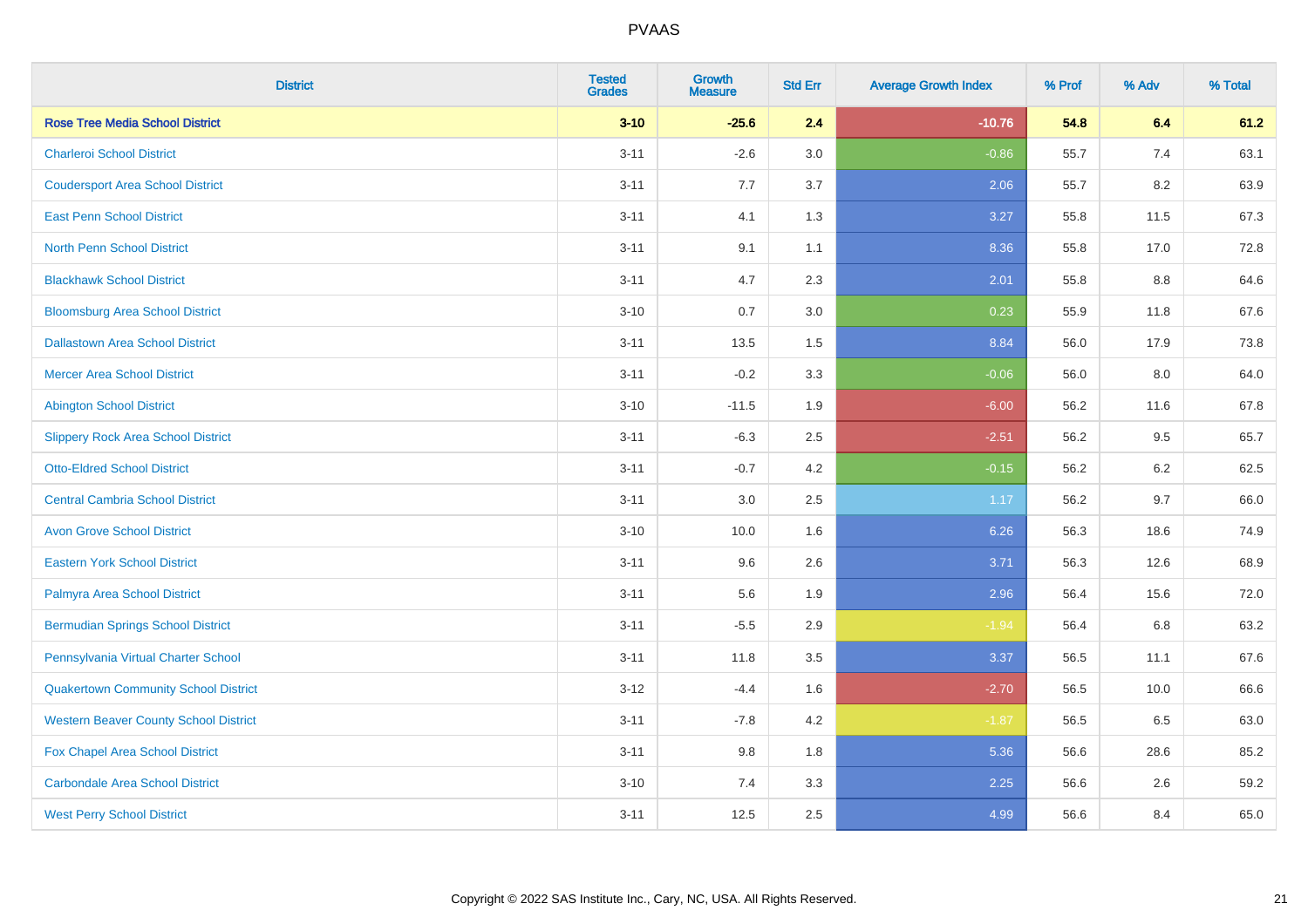# PVAAS

| District | Tested Grades | Growth Measure | Std Err | Average Growth Index | % Prof | % Adv | % Total |
|---|---|---|---|---|---|---|---|
| **Rose Tree Media School District** | **3-10** | **-25.6** | **2.4** | **-10.76** | **54.8** | **6.4** | **61.2** |
| Charleroi School District | 3-11 | -2.6 | 3.0 | -0.86 | 55.7 | 7.4 | 63.1 |
| Coudersport Area School District | 3-11 | 7.7 | 3.7 | 2.06 | 55.7 | 8.2 | 63.9 |
| East Penn School District | 3-11 | 4.1 | 1.3 | 3.27 | 55.8 | 11.5 | 67.3 |
| North Penn School District | 3-11 | 9.1 | 1.1 | 8.36 | 55.8 | 17.0 | 72.8 |
| Blackhawk School District | 3-11 | 4.7 | 2.3 | 2.01 | 55.8 | 8.8 | 64.6 |
| Bloomsburg Area School District | 3-10 | 0.7 | 3.0 | 0.23 | 55.9 | 11.8 | 67.6 |
| Dallastown Area School District | 3-11 | 13.5 | 1.5 | 8.84 | 56.0 | 17.9 | 73.8 |
| Mercer Area School District | 3-11 | -0.2 | 3.3 | -0.06 | 56.0 | 8.0 | 64.0 |
| Abington School District | 3-10 | -11.5 | 1.9 | -6.00 | 56.2 | 11.6 | 67.8 |
| Slippery Rock Area School District | 3-11 | -6.3 | 2.5 | -2.51 | 56.2 | 9.5 | 65.7 |
| Otto-Eldred School District | 3-11 | -0.7 | 4.2 | -0.15 | 56.2 | 6.2 | 62.5 |
| Central Cambria School District | 3-11 | 3.0 | 2.5 | 1.17 | 56.2 | 9.7 | 66.0 |
| Avon Grove School District | 3-10 | 10.0 | 1.6 | 6.26 | 56.3 | 18.6 | 74.9 |
| Eastern York School District | 3-11 | 9.6 | 2.6 | 3.71 | 56.3 | 12.6 | 68.9 |
| Palmyra Area School District | 3-11 | 5.6 | 1.9 | 2.96 | 56.4 | 15.6 | 72.0 |
| Bermudian Springs School District | 3-11 | -5.5 | 2.9 | -1.94 | 56.4 | 6.8 | 63.2 |
| Pennsylvania Virtual Charter School | 3-11 | 11.8 | 3.5 | 3.37 | 56.5 | 11.1 | 67.6 |
| Quakertown Community School District | 3-12 | -4.4 | 1.6 | -2.70 | 56.5 | 10.0 | 66.6 |
| Western Beaver County School District | 3-11 | -7.8 | 4.2 | -1.87 | 56.5 | 6.5 | 63.0 |
| Fox Chapel Area School District | 3-11 | 9.8 | 1.8 | 5.36 | 56.6 | 28.6 | 85.2 |
| Carbondale Area School District | 3-10 | 7.4 | 3.3 | 2.25 | 56.6 | 2.6 | 59.2 |
| West Perry School District | 3-11 | 12.5 | 2.5 | 4.99 | 56.6 | 8.4 | 65.0 |

Copyright © 2022 SAS Institute Inc., Cary, NC, USA. All Rights Reserved.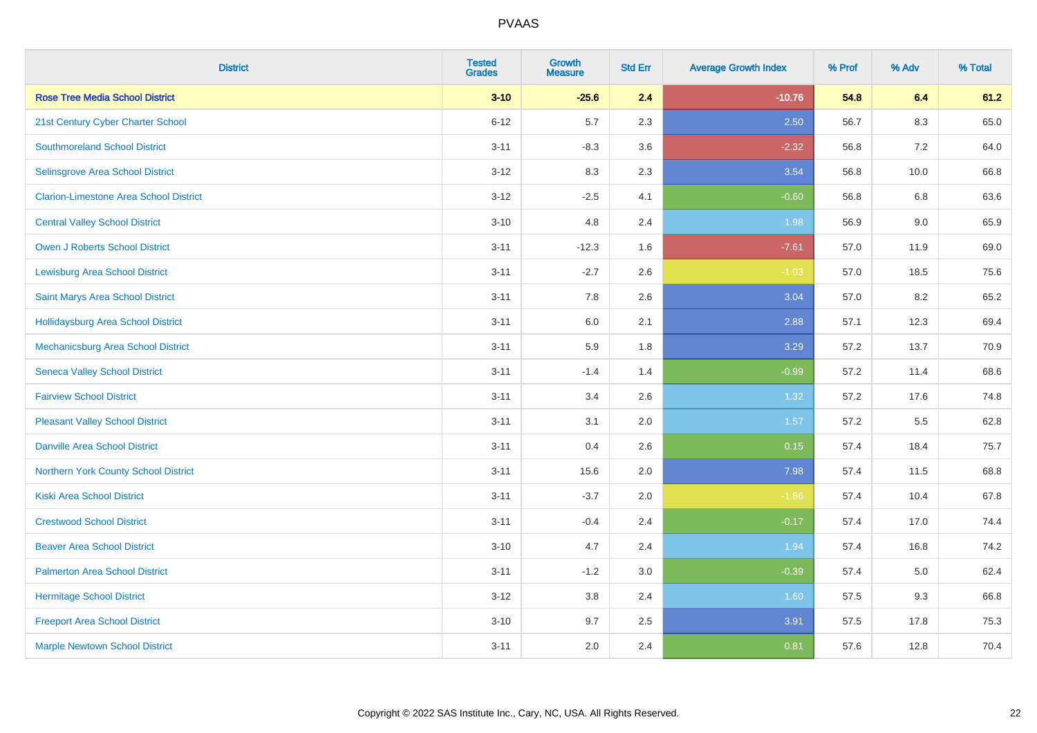# PVAAS

| District | Tested Grades | Growth Measure | Std Err | Average Growth Index | % Prof | % Adv | % Total |
|---|---|---|---|---|---|---|---|
| **Rose Tree Media School District** | **3-10** | **-25.6** | **2.4** | **-10.76** | **54.8** | **6.4** | **61.2** |
| 21st Century Cyber Charter School | 6-12 | 5.7 | 2.3 | 2.50 | 56.7 | 8.3 | 65.0 |
| Southmoreland School District | 3-11 | -8.3 | 3.6 | -2.32 | 56.8 | 7.2 | 64.0 |
| Selinsgrove Area School District | 3-12 | 8.3 | 2.3 | 3.54 | 56.8 | 10.0 | 66.8 |
| Clarion-Limestone Area School District | 3-12 | -2.5 | 4.1 | -0.60 | 56.8 | 6.8 | 63.6 |
| Central Valley School District | 3-10 | 4.8 | 2.4 | 1.98 | 56.9 | 9.0 | 65.9 |
| Owen J Roberts School District | 3-11 | -12.3 | 1.6 | -7.61 | 57.0 | 11.9 | 69.0 |
| Lewisburg Area School District | 3-11 | -2.7 | 2.6 | -1.03 | 57.0 | 18.5 | 75.6 |
| Saint Marys Area School District | 3-11 | 7.8 | 2.6 | 3.04 | 57.0 | 8.2 | 65.2 |
| Hollidaysburg Area School District | 3-11 | 6.0 | 2.1 | 2.88 | 57.1 | 12.3 | 69.4 |
| Mechanicsburg Area School District | 3-11 | 5.9 | 1.8 | 3.29 | 57.2 | 13.7 | 70.9 |
| Seneca Valley School District | 3-11 | -1.4 | 1.4 | -0.99 | 57.2 | 11.4 | 68.6 |
| Fairview School District | 3-11 | 3.4 | 2.6 | 1.32 | 57.2 | 17.6 | 74.8 |
| Pleasant Valley School District | 3-11 | 3.1 | 2.0 | 1.57 | 57.2 | 5.5 | 62.8 |
| Danville Area School District | 3-11 | 0.4 | 2.6 | 0.15 | 57.4 | 18.4 | 75.7 |
| Northern York County School District | 3-11 | 15.6 | 2.0 | 7.98 | 57.4 | 11.5 | 68.8 |
| Kiski Area School District | 3-11 | -3.7 | 2.0 | -1.86 | 57.4 | 10.4 | 67.8 |
| Crestwood School District | 3-11 | -0.4 | 2.4 | -0.17 | 57.4 | 17.0 | 74.4 |
| Beaver Area School District | 3-10 | 4.7 | 2.4 | 1.94 | 57.4 | 16.8 | 74.2 |
| Palmerton Area School District | 3-11 | -1.2 | 3.0 | -0.39 | 57.4 | 5.0 | 62.4 |
| Hermitage School District | 3-12 | 3.8 | 2.4 | 1.60 | 57.5 | 9.3 | 66.8 |
| Freeport Area School District | 3-10 | 9.7 | 2.5 | 3.91 | 57.5 | 17.8 | 75.3 |
| Marple Newtown School District | 3-11 | 2.0 | 2.4 | 0.81 | 57.6 | 12.8 | 70.4 |

Copyright © 2022 SAS Institute Inc., Cary, NC, USA. All Rights Reserved.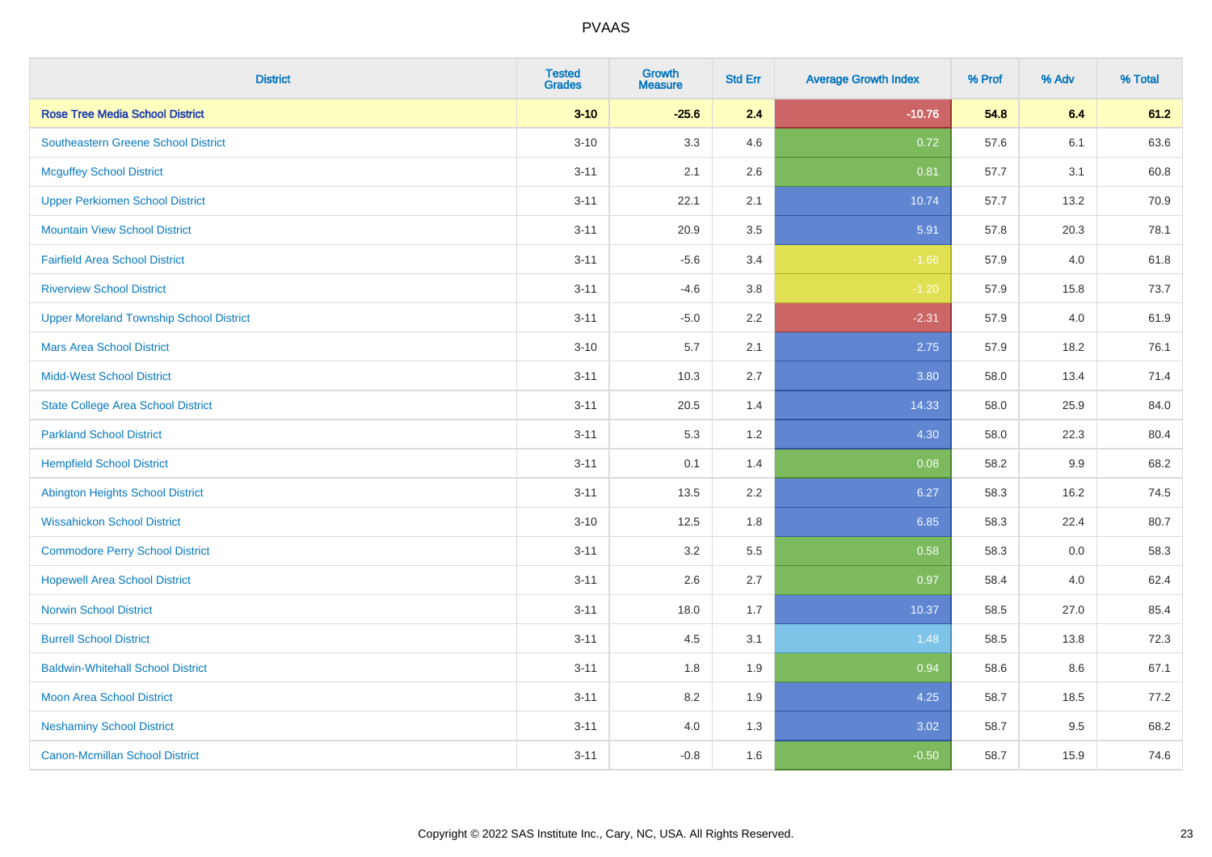# PVAAS

| District | Tested Grades | Growth Measure | Std Err | Average Growth Index | % Prof | % Adv | % Total |
|---|---|---|---|---|---|---|---|
| **Rose Tree Media School District** | **3-10** | **-25.6** | **2.4** | **-10.76** | **54.8** | **6.4** | **61.2** |
| Southeastern Greene School District | 3-10 | 3.3 | 4.6 | 0.72 | 57.6 | 6.1 | 63.6 |
| Mcguffey School District | 3-11 | 2.1 | 2.6 | 0.81 | 57.7 | 3.1 | 60.8 |
| Upper Perkiomen School District | 3-11 | 22.1 | 2.1 | 10.74 | 57.7 | 13.2 | 70.9 |
| Mountain View School District | 3-11 | 20.9 | 3.5 | 5.91 | 57.8 | 20.3 | 78.1 |
| Fairfield Area School District | 3-11 | -5.6 | 3.4 | -1.66 | 57.9 | 4.0 | 61.8 |
| Riverview School District | 3-11 | -4.6 | 3.8 | -1.20 | 57.9 | 15.8 | 73.7 |
| Upper Moreland Township School District | 3-11 | -5.0 | 2.2 | -2.31 | 57.9 | 4.0 | 61.9 |
| Mars Area School District | 3-10 | 5.7 | 2.1 | 2.75 | 57.9 | 18.2 | 76.1 |
| Midd-West School District | 3-11 | 10.3 | 2.7 | 3.80 | 58.0 | 13.4 | 71.4 |
| State College Area School District | 3-11 | 20.5 | 1.4 | 14.33 | 58.0 | 25.9 | 84.0 |
| Parkland School District | 3-11 | 5.3 | 1.2 | 4.30 | 58.0 | 22.3 | 80.4 |
| Hempfield School District | 3-11 | 0.1 | 1.4 | 0.08 | 58.2 | 9.9 | 68.2 |
| Abington Heights School District | 3-11 | 13.5 | 2.2 | 6.27 | 58.3 | 16.2 | 74.5 |
| Wissahickon School District | 3-10 | 12.5 | 1.8 | 6.85 | 58.3 | 22.4 | 80.7 |
| Commodore Perry School District | 3-11 | 3.2 | 5.5 | 0.58 | 58.3 | 0.0 | 58.3 |
| Hopewell Area School District | 3-11 | 2.6 | 2.7 | 0.97 | 58.4 | 4.0 | 62.4 |
| Norwin School District | 3-11 | 18.0 | 1.7 | 10.37 | 58.5 | 27.0 | 85.4 |
| Burrell School District | 3-11 | 4.5 | 3.1 | 1.48 | 58.5 | 13.8 | 72.3 |
| Baldwin-Whitehall School District | 3-11 | 1.8 | 1.9 | 0.94 | 58.6 | 8.6 | 67.1 |
| Moon Area School District | 3-11 | 8.2 | 1.9 | 4.25 | 58.7 | 18.5 | 77.2 |
| Neshaminy School District | 3-11 | 4.0 | 1.3 | 3.02 | 58.7 | 9.5 | 68.2 |
| Canon-Mcmillan School District | 3-11 | -0.8 | 1.6 | -0.50 | 58.7 | 15.9 | 74.6 |

Copyright © 2022 SAS Institute Inc., Cary, NC, USA. All Rights Reserved.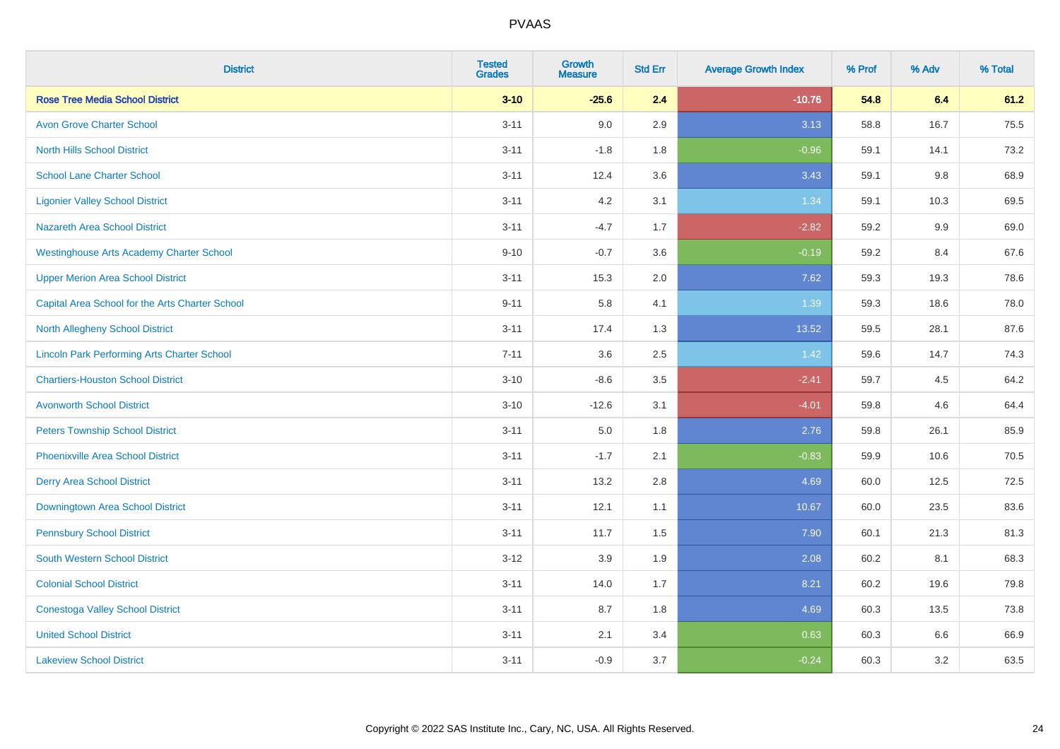PVAAS

| District | Tested Grades | Growth Measure | Std Err | Average Growth Index | % Prof | % Adv | % Total |
|---|---|---|---|---|---|---|---|
| **Rose Tree Media School District** | **3-10** | **-25.6** | **2.4** | **-10.76** | **54.8** | **6.4** | **61.2** |
| Avon Grove Charter School | 3-11 | 9.0 | 2.9 | 3.13 | 58.8 | 16.7 | 75.5 |
| North Hills School District | 3-11 | -1.8 | 1.8 | -0.96 | 59.1 | 14.1 | 73.2 |
| School Lane Charter School | 3-11 | 12.4 | 3.6 | 3.43 | 59.1 | 9.8 | 68.9 |
| Ligonier Valley School District | 3-11 | 4.2 | 3.1 | 1.34 | 59.1 | 10.3 | 69.5 |
| Nazareth Area School District | 3-11 | -4.7 | 1.7 | -2.82 | 59.2 | 9.9 | 69.0 |
| Westinghouse Arts Academy Charter School | 9-10 | -0.7 | 3.6 | -0.19 | 59.2 | 8.4 | 67.6 |
| Upper Merion Area School District | 3-11 | 15.3 | 2.0 | 7.62 | 59.3 | 19.3 | 78.6 |
| Capital Area School for the Arts Charter School | 9-11 | 5.8 | 4.1 | 1.39 | 59.3 | 18.6 | 78.0 |
| North Allegheny School District | 3-11 | 17.4 | 1.3 | 13.52 | 59.5 | 28.1 | 87.6 |
| Lincoln Park Performing Arts Charter School | 7-11 | 3.6 | 2.5 | 1.42 | 59.6 | 14.7 | 74.3 |
| Chartiers-Houston School District | 3-10 | -8.6 | 3.5 | -2.41 | 59.7 | 4.5 | 64.2 |
| Avonworth School District | 3-10 | -12.6 | 3.1 | -4.01 | 59.8 | 4.6 | 64.4 |
| Peters Township School District | 3-11 | 5.0 | 1.8 | 2.76 | 59.8 | 26.1 | 85.9 |
| Phoenixville Area School District | 3-11 | -1.7 | 2.1 | -0.83 | 59.9 | 10.6 | 70.5 |
| Derry Area School District | 3-11 | 13.2 | 2.8 | 4.69 | 60.0 | 12.5 | 72.5 |
| Downingtown Area School District | 3-11 | 12.1 | 1.1 | 10.67 | 60.0 | 23.5 | 83.6 |
| Pennsbury School District | 3-11 | 11.7 | 1.5 | 7.90 | 60.1 | 21.3 | 81.3 |
| South Western School District | 3-12 | 3.9 | 1.9 | 2.08 | 60.2 | 8.1 | 68.3 |
| Colonial School District | 3-11 | 14.0 | 1.7 | 8.21 | 60.2 | 19.6 | 79.8 |
| Conestoga Valley School District | 3-11 | 8.7 | 1.8 | 4.69 | 60.3 | 13.5 | 73.8 |
| United School District | 3-11 | 2.1 | 3.4 | 0.63 | 60.3 | 6.6 | 66.9 |
| Lakeview School District | 3-11 | -0.9 | 3.7 | -0.24 | 60.3 | 3.2 | 63.5 |

Copyright © 2022 SAS Institute Inc., Cary, NC, USA. All Rights Reserved.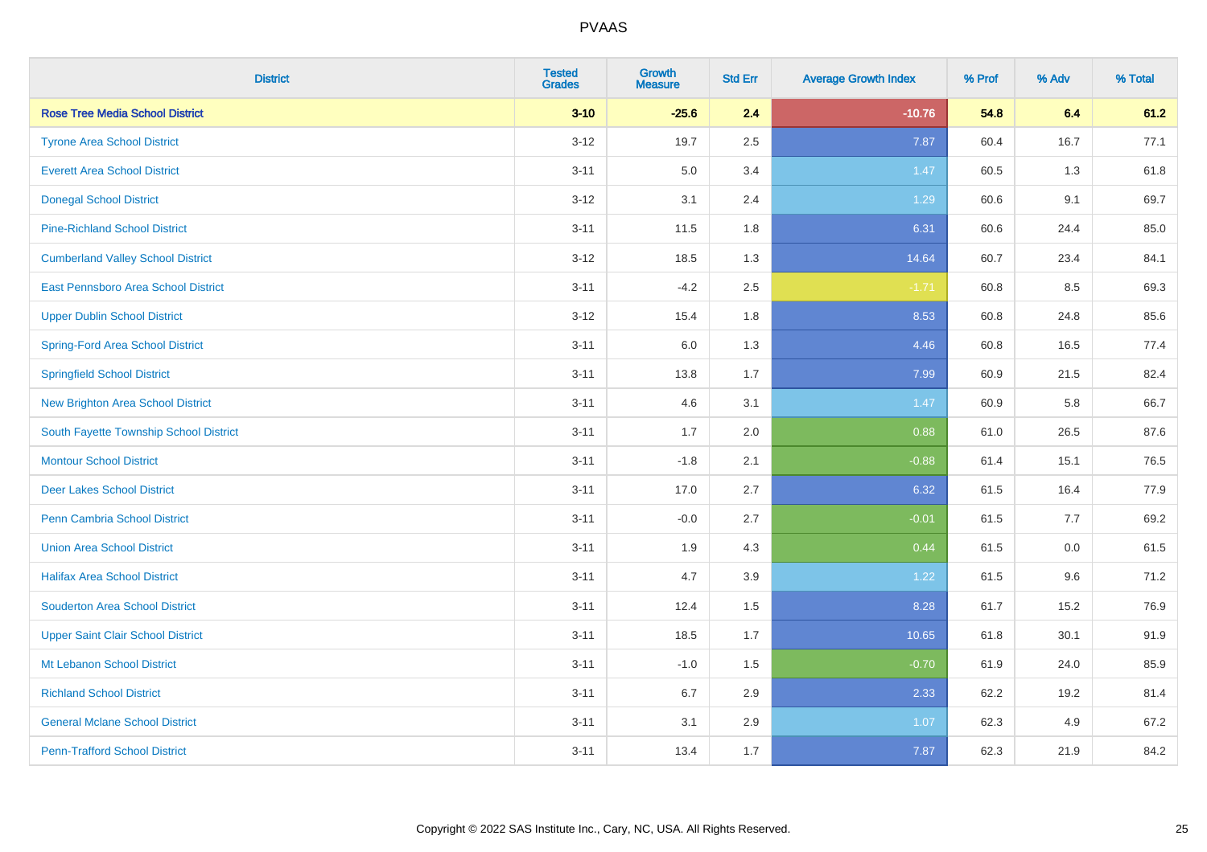# PVAAS

| District | Tested Grades | Growth Measure | Std Err | Average Growth Index | % Prof | % Adv | % Total |
|---|---|---|---|---|---|---|---|
| **Rose Tree Media School District** | **3-10** | **-25.6** | **2.4** | **-10.76** | **54.8** | **6.4** | **61.2** |
| Tyrone Area School District | 3-12 | 19.7 | 2.5 | 7.87 | 60.4 | 16.7 | 77.1 |
| Everett Area School District | 3-11 | 5.0 | 3.4 | 1.47 | 60.5 | 1.3 | 61.8 |
| Donegal School District | 3-12 | 3.1 | 2.4 | 1.29 | 60.6 | 9.1 | 69.7 |
| Pine-Richland School District | 3-11 | 11.5 | 1.8 | 6.31 | 60.6 | 24.4 | 85.0 |
| Cumberland Valley School District | 3-12 | 18.5 | 1.3 | 14.64 | 60.7 | 23.4 | 84.1 |
| East Pennsboro Area School District | 3-11 | -4.2 | 2.5 | -1.71 | 60.8 | 8.5 | 69.3 |
| Upper Dublin School District | 3-12 | 15.4 | 1.8 | 8.53 | 60.8 | 24.8 | 85.6 |
| Spring-Ford Area School District | 3-11 | 6.0 | 1.3 | 4.46 | 60.8 | 16.5 | 77.4 |
| Springfield School District | 3-11 | 13.8 | 1.7 | 7.99 | 60.9 | 21.5 | 82.4 |
| New Brighton Area School District | 3-11 | 4.6 | 3.1 | 1.47 | 60.9 | 5.8 | 66.7 |
| South Fayette Township School District | 3-11 | 1.7 | 2.0 | 0.88 | 61.0 | 26.5 | 87.6 |
| Montour School District | 3-11 | -1.8 | 2.1 | -0.88 | 61.4 | 15.1 | 76.5 |
| Deer Lakes School District | 3-11 | 17.0 | 2.7 | 6.32 | 61.5 | 16.4 | 77.9 |
| Penn Cambria School District | 3-11 | -0.0 | 2.7 | -0.01 | 61.5 | 7.7 | 69.2 |
| Union Area School District | 3-11 | 1.9 | 4.3 | 0.44 | 61.5 | 0.0 | 61.5 |
| Halifax Area School District | 3-11 | 4.7 | 3.9 | 1.22 | 61.5 | 9.6 | 71.2 |
| Souderton Area School District | 3-11 | 12.4 | 1.5 | 8.28 | 61.7 | 15.2 | 76.9 |
| Upper Saint Clair School District | 3-11 | 18.5 | 1.7 | 10.65 | 61.8 | 30.1 | 91.9 |
| Mt Lebanon School District | 3-11 | -1.0 | 1.5 | -0.70 | 61.9 | 24.0 | 85.9 |
| Richland School District | 3-11 | 6.7 | 2.9 | 2.33 | 62.2 | 19.2 | 81.4 |
| General Mclane School District | 3-11 | 3.1 | 2.9 | 1.07 | 62.3 | 4.9 | 67.2 |
| Penn-Trafford School District | 3-11 | 13.4 | 1.7 | 7.87 | 62.3 | 21.9 | 84.2 |

Copyright © 2022 SAS Institute Inc., Cary, NC, USA. All Rights Reserved.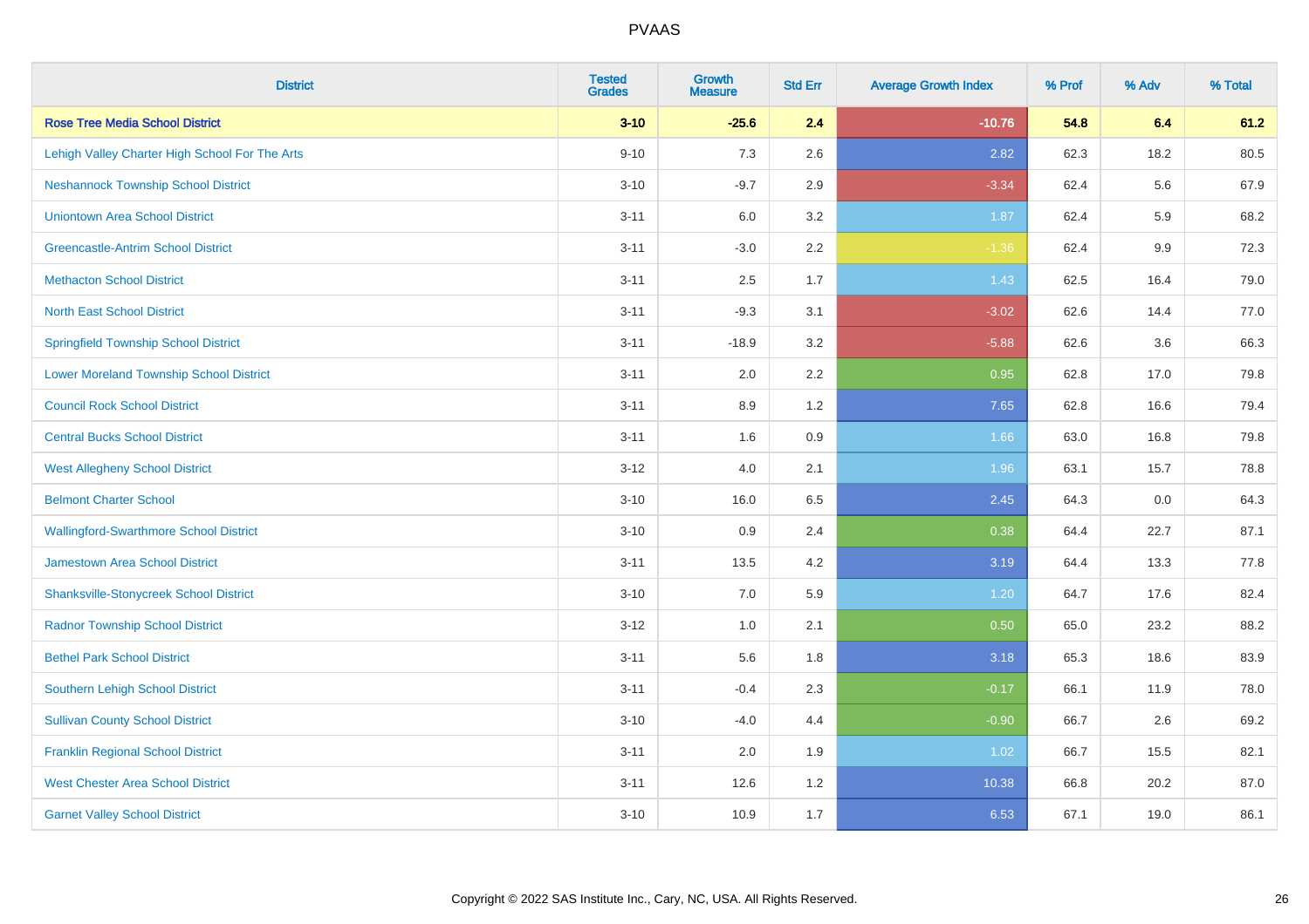| District | Tested Grades | Growth Measure | Std Err | Average Growth Index | % Prof | % Adv | % Total |
|---|---|---|---|---|---|---|---|
| **Rose Tree Media School District** | **3-10** | **-25.6** | **2.4** | **-10.76** | **54.8** | **6.4** | **61.2** |
| Lehigh Valley Charter High School For The Arts | 9-10 | 7.3 | 2.6 | 2.82 | 62.3 | 18.2 | 80.5 |
| Neshannock Township School District | 3-10 | -9.7 | 2.9 | -3.34 | 62.4 | 5.6 | 67.9 |
| Uniontown Area School District | 3-11 | 6.0 | 3.2 | 1.87 | 62.4 | 5.9 | 68.2 |
| Greencastle-Antrim School District | 3-11 | -3.0 | 2.2 | -1.36 | 62.4 | 9.9 | 72.3 |
| Methacton School District | 3-11 | 2.5 | 1.7 | 1.43 | 62.5 | 16.4 | 79.0 |
| North East School District | 3-11 | -9.3 | 3.1 | -3.02 | 62.6 | 14.4 | 77.0 |
| Springfield Township School District | 3-11 | -18.9 | 3.2 | -5.88 | 62.6 | 3.6 | 66.3 |
| Lower Moreland Township School District | 3-11 | 2.0 | 2.2 | 0.95 | 62.8 | 17.0 | 79.8 |
| Council Rock School District | 3-11 | 8.9 | 1.2 | 7.65 | 62.8 | 16.6 | 79.4 |
| Central Bucks School District | 3-11 | 1.6 | 0.9 | 1.66 | 63.0 | 16.8 | 79.8 |
| West Allegheny School District | 3-12 | 4.0 | 2.1 | 1.96 | 63.1 | 15.7 | 78.8 |
| Belmont Charter School | 3-10 | 16.0 | 6.5 | 2.45 | 64.3 | 0.0 | 64.3 |
| Wallingford-Swarthmore School District | 3-10 | 0.9 | 2.4 | 0.38 | 64.4 | 22.7 | 87.1 |
| Jamestown Area School District | 3-11 | 13.5 | 4.2 | 3.19 | 64.4 | 13.3 | 77.8 |
| Shanksville-Stonycreek School District | 3-10 | 7.0 | 5.9 | 1.20 | 64.7 | 17.6 | 82.4 |
| Radnor Township School District | 3-12 | 1.0 | 2.1 | 0.50 | 65.0 | 23.2 | 88.2 |
| Bethel Park School District | 3-11 | 5.6 | 1.8 | 3.18 | 65.3 | 18.6 | 83.9 |
| Southern Lehigh School District | 3-11 | -0.4 | 2.3 | -0.17 | 66.1 | 11.9 | 78.0 |
| Sullivan County School District | 3-10 | -4.0 | 4.4 | -0.90 | 66.7 | 2.6 | 69.2 |
| Franklin Regional School District | 3-11 | 2.0 | 1.9 | 1.02 | 66.7 | 15.5 | 82.1 |
| West Chester Area School District | 3-11 | 12.6 | 1.2 | 10.38 | 66.8 | 20.2 | 87.0 |
| Garnet Valley School District | 3-10 | 10.9 | 1.7 | 6.53 | 67.1 | 19.0 | 86.1 |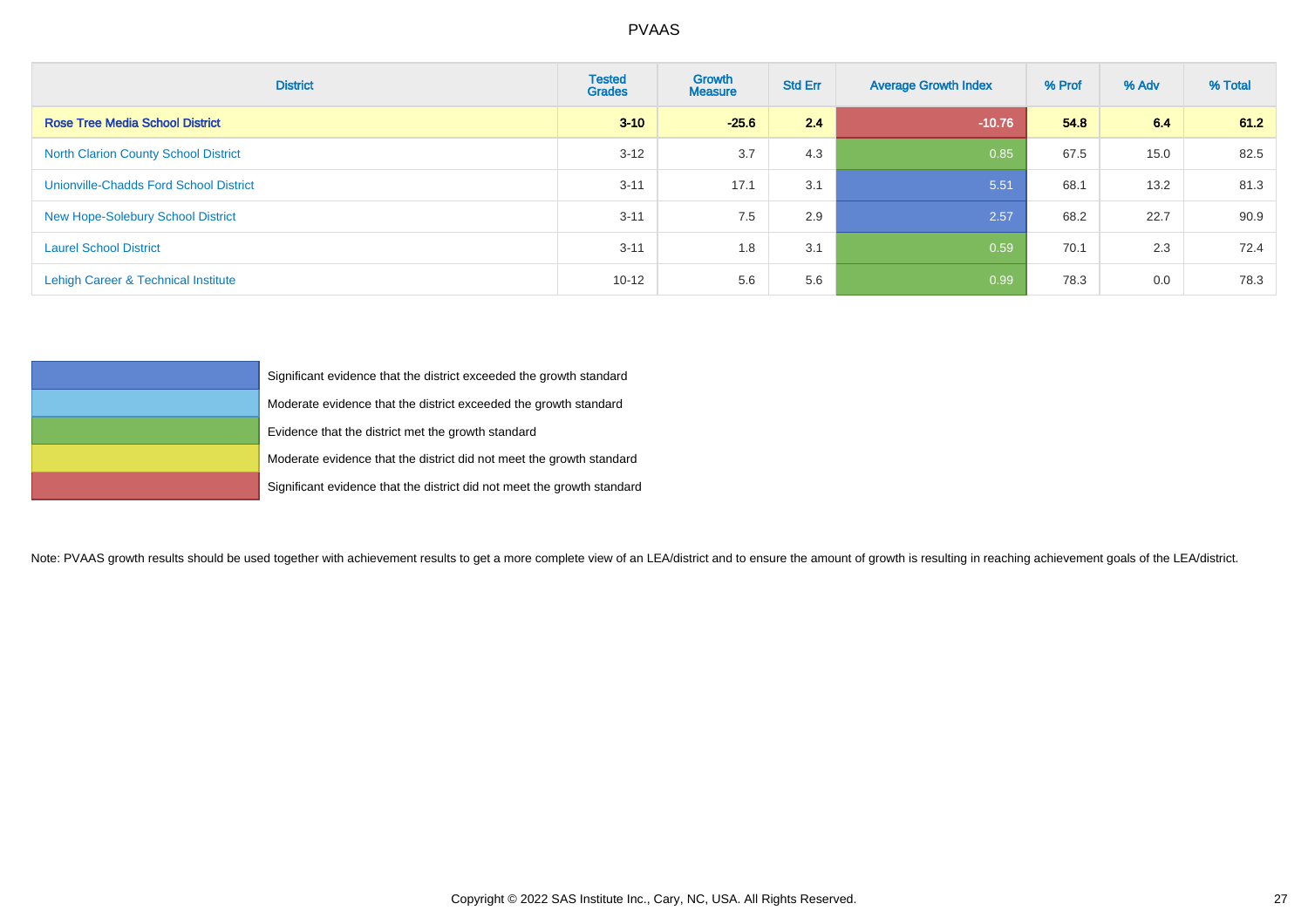# PVAAS

| District | Tested Grades | Growth Measure | Std Err | Average Growth Index | % Prof | % Adv | % Total |
|---|---|---|---|---|---|---|---|
| **Rose Tree Media School District** | **3-10** | **-25.6** | **2.4** | **-10.76** | **54.8** | **6.4** | **61.2** |
| North Clarion County School District | 3-12 | 3.7 | 4.3 | 0.85 | 67.5 | 15.0 | 82.5 |
| Unionville-Chadds Ford School District | 3-11 | 17.1 | 3.1 | 5.51 | 68.1 | 13.2 | 81.3 |
| New Hope-Solebury School District | 3-11 | 7.5 | 2.9 | 2.57 | 68.2 | 22.7 | 90.9 |
| Laurel School District | 3-11 | 1.8 | 3.1 | 0.59 | 70.1 | 2.3 | 72.4 |
| Lehigh Career & Technical Institute | 10-12 | 5.6 | 5.6 | 0.99 | 78.3 | 0.0 | 78.3 |

- Significant evidence that the district exceeded the growth standard
- Moderate evidence that the district exceeded the growth standard
- Evidence that the district met the growth standard
- Moderate evidence that the district did not meet the growth standard
- Significant evidence that the district did not meet the growth standard

Note: PVAAS growth results should be used together with achievement results to get a more complete view of an LEA/district and to ensure the amount of growth is resulting in reaching achievement goals of the LEA/district.

Copyright © 2022 SAS Institute Inc., Cary, NC, USA. All Rights Reserved.